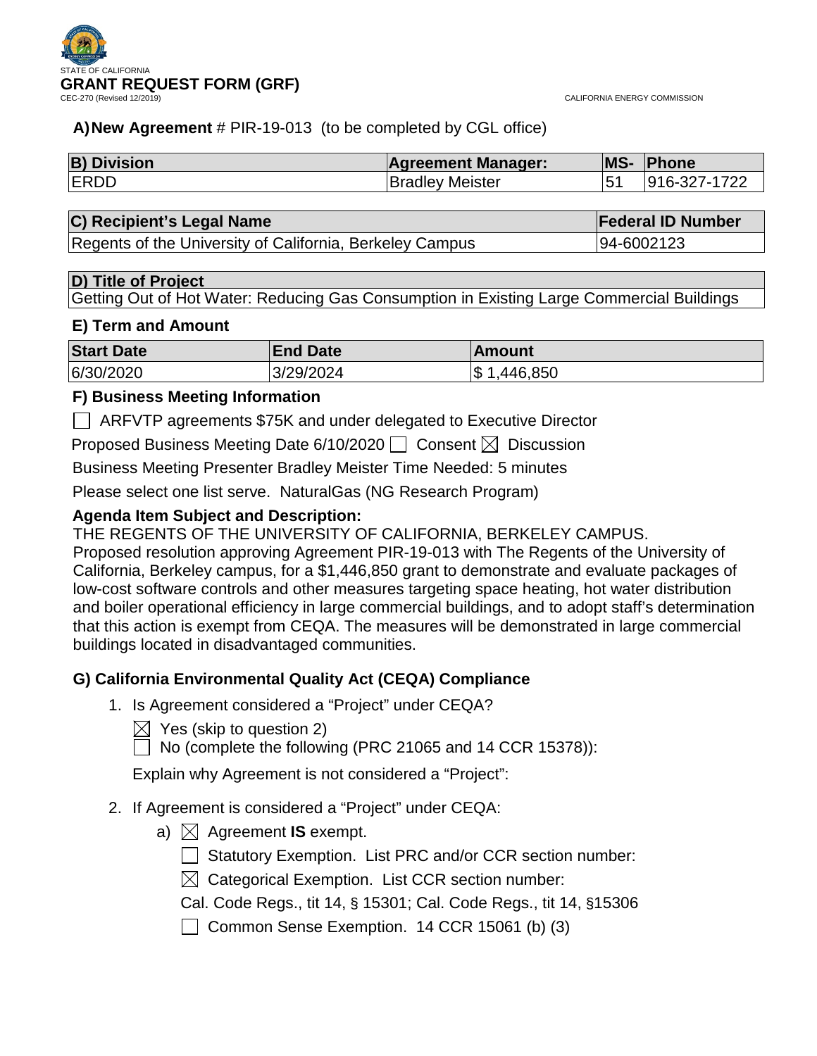STATE OF CALIFORNIA

# GRANT REQUEST FORM (GRF)

CEC-270 (Revised 12/2019)

CALIFORNIA ENERGY COMMISSION

**A) New Agreement** # PIR-19-013 (to be completed by CGL office)

| B) Division | Agreement Manager: | MS- | Phone |
|---|---|---|---|
| ERDD | Bradley Meister | 51 | 916-327-1722 |

| C) Recipient's Legal Name | Federal ID Number |
|---|---|
| Regents of the University of California, Berkeley Campus | 94-6002123 |

| D) Title of Project |
|---|
| Getting Out of Hot Water: Reducing Gas Consumption in Existing Large Commercial Buildings |

### E) Term and Amount

| Start Date | End Date | Amount |
|---|---|---|
| 6/30/2020 | 3/29/2024 | $ 1,446,850 |

### F) Business Meeting Information

☐ ARFVTP agreements $75K and under delegated to Executive Director

Proposed Business Meeting Date 6/10/2020 ☐ Consent ☒ Discussion

Business Meeting Presenter Bradley Meister Time Needed: 5 minutes

Please select one list serve. NaturalGas (NG Research Program)

**Agenda Item Subject and Description:**

THE REGENTS OF THE UNIVERSITY OF CALIFORNIA, BERKELEY CAMPUS. Proposed resolution approving Agreement PIR-19-013 with The Regents of the University of California, Berkeley campus, for a $1,446,850 grant to demonstrate and evaluate packages of low-cost software controls and other measures targeting space heating, hot water distribution and boiler operational efficiency in large commercial buildings, and to adopt staff's determination that this action is exempt from CEQA. The measures will be demonstrated in large commercial buildings located in disadvantaged communities.

### G) California Environmental Quality Act (CEQA) Compliance

1. Is Agreement considered a "Project" under CEQA?

   ☒ Yes (skip to question 2)

   ☐ No (complete the following (PRC 21065 and 14 CCR 15378)):

   Explain why Agreement is not considered a "Project":

2. If Agreement is considered a "Project" under CEQA:

   a) ☒ Agreement **IS** exempt.

      ☐ Statutory Exemption. List PRC and/or CCR section number:

      ☒ Categorical Exemption. List CCR section number:

      Cal. Code Regs., tit 14, § 15301; Cal. Code Regs., tit 14, §15306

      ☐ Common Sense Exemption. 14 CCR 15061 (b) (3)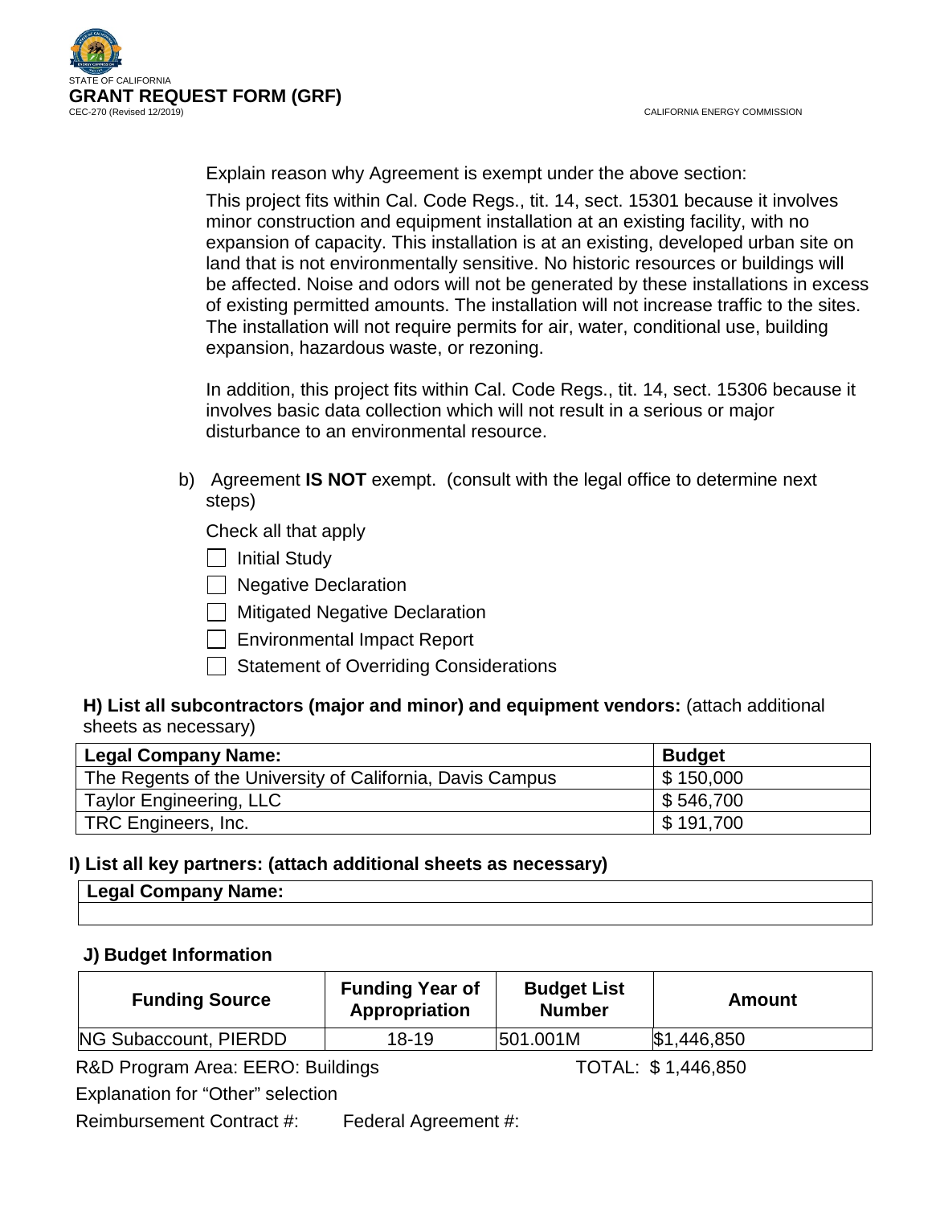Explain reason why Agreement is exempt under the above section:

This project fits within Cal. Code Regs., tit. 14, sect. 15301 because it involves minor construction and equipment installation at an existing facility, with no expansion of capacity. This installation is at an existing, developed urban site on land that is not environmentally sensitive. No historic resources or buildings will be affected. Noise and odors will not be generated by these installations in excess of existing permitted amounts. The installation will not increase traffic to the sites. The installation will not require permits for air, water, conditional use, building expansion, hazardous waste, or rezoning.

In addition, this project fits within Cal. Code Regs., tit. 14, sect. 15306 because it involves basic data collection which will not result in a serious or major disturbance to an environmental resource.

b) Agreement **IS NOT** exempt. (consult with the legal office to determine next steps)

Check all that apply

- [ ] Initial Study
- [ ] Negative Declaration
- [ ] Mitigated Negative Declaration
- [ ] Environmental Impact Report
- [ ] Statement of Overriding Considerations

**H) List all subcontractors (major and minor) and equipment vendors:** (attach additional sheets as necessary)

| Legal Company Name: | Budget |
|---|---|
| The Regents of the University of California, Davis Campus | $ 150,000 |
| Taylor Engineering, LLC | $ 546,700 |
| TRC Engineers, Inc. | $ 191,700 |

**I) List all key partners: (attach additional sheets as necessary)**

| Legal Company Name: |
|---|
| |

**J) Budget Information**

| Funding Source | Funding Year of Appropriation | Budget List Number | Amount |
|---|---|---|---|
| NG Subaccount, PIERDD | 18-19 | 501.001M | $1,446,850 |

R&D Program Area: EERO: Buildings TOTAL: $ 1,446,850

Explanation for "Other" selection

Reimbursement Contract #: Federal Agreement #: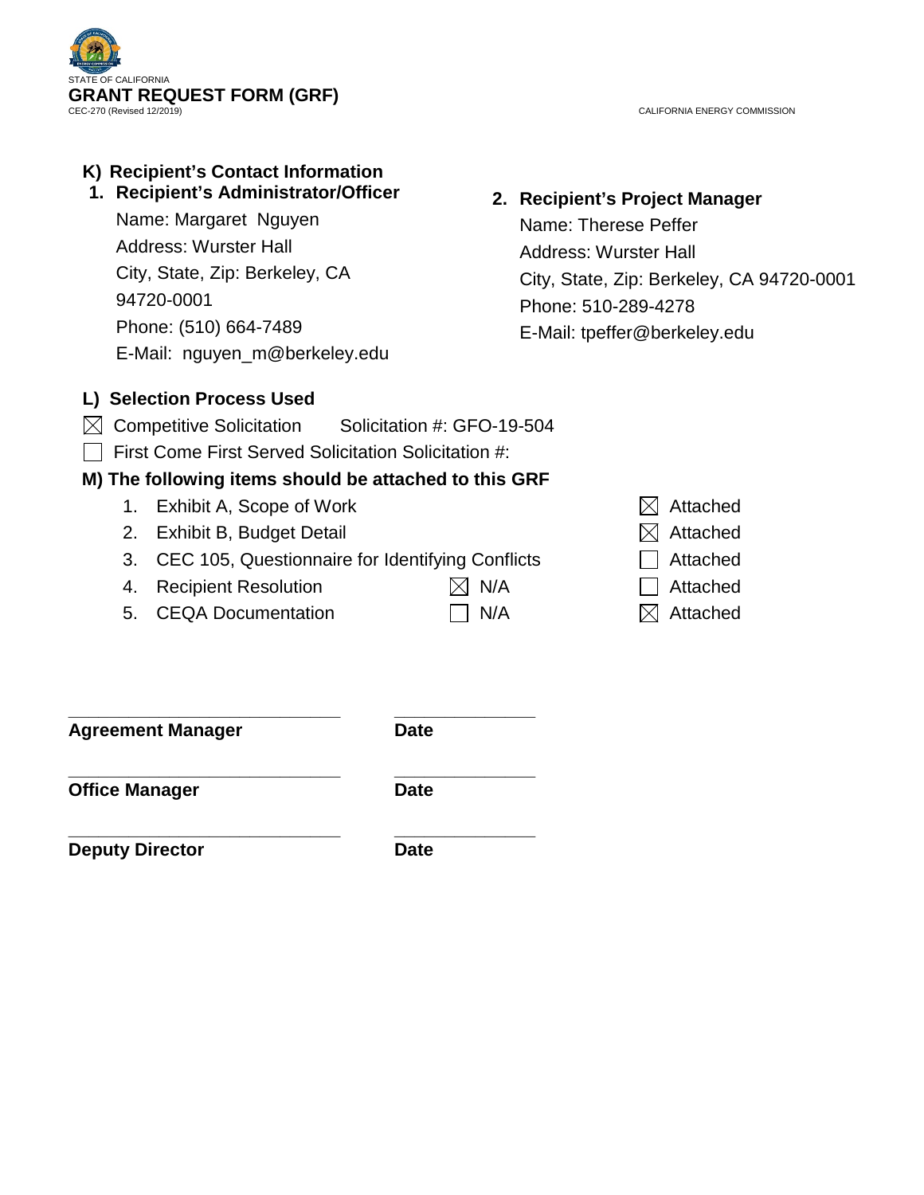STATE OF CALIFORNIA

# GRANT REQUEST FORM (GRF)

CEC-270 (Revised 12/2019)

CALIFORNIA ENERGY COMMISSION

## K) Recipient's Contact Information

**1. Recipient's Administrator/Officer**

Name: Margaret Nguyen
Address: Wurster Hall
City, State, Zip: Berkeley, CA 94720-0001
Phone: (510) 664-7489
E-Mail: nguyen_m@berkeley.edu

**2. Recipient's Project Manager**

Name: Therese Peffer
Address: Wurster Hall
City, State, Zip: Berkeley, CA 94720-0001
Phone: 510-289-4278
E-Mail: tpeffer@berkeley.edu

## L) Selection Process Used

☒ Competitive Solicitation Solicitation #: GFO-19-504

☐ First Come First Served Solicitation Solicitation #:

## M) The following items should be attached to this GRF

| | Item | N/A | Attached |
|---|---|---|---|
| 1. | Exhibit A, Scope of Work | | ☒ Attached |
| 2. | Exhibit B, Budget Detail | | ☒ Attached |
| 3. | CEC 105, Questionnaire for Identifying Conflicts | | ☐ Attached |
| 4. | Recipient Resolution | ☒ N/A | ☐ Attached |
| 5. | CEQA Documentation | ☐ N/A | ☒ Attached |

\_\_\_\_\_\_\_\_\_\_\_\_\_\_\_\_\_\_\_\_\_\_\_\_\_\_\_\_ \_\_\_\_\_\_\_\_\_\_\_\_\_\_

**Agreement Manager** **Date**

\_\_\_\_\_\_\_\_\_\_\_\_\_\_\_\_\_\_\_\_\_\_\_\_\_\_\_\_ \_\_\_\_\_\_\_\_\_\_\_\_\_\_

**Office Manager** **Date**

\_\_\_\_\_\_\_\_\_\_\_\_\_\_\_\_\_\_\_\_\_\_\_\_\_\_\_\_ \_\_\_\_\_\_\_\_\_\_\_\_\_\_

**Deputy Director** **Date**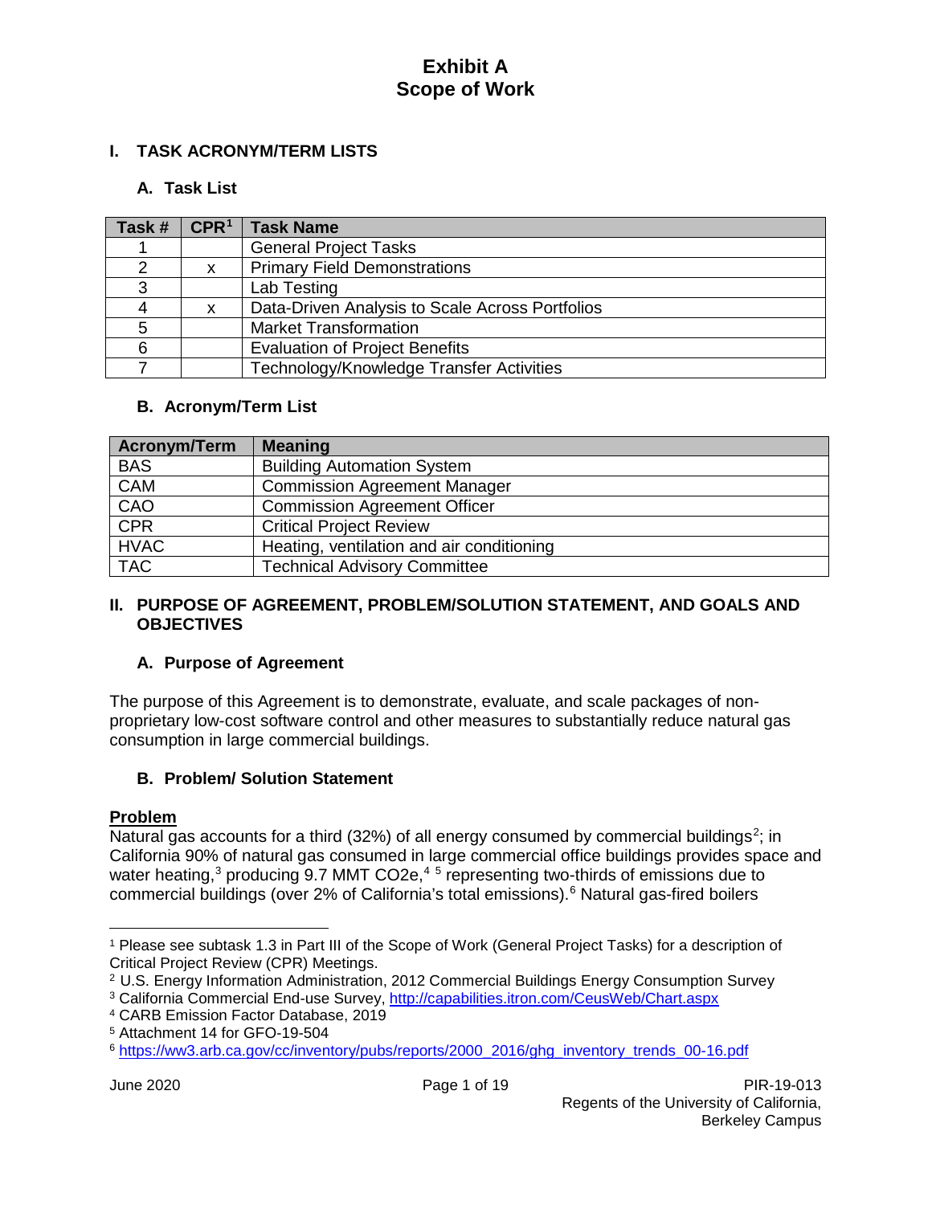# Exhibit A
# Scope of Work

## I. TASK ACRONYM/TERM LISTS

### A. Task List

| Task # | CPR[1] | Task Name |
|---|---|---|
| 1 | | General Project Tasks |
| 2 | x | Primary Field Demonstrations |
| 3 | | Lab Testing |
| 4 | x | Data-Driven Analysis to Scale Across Portfolios |
| 5 | | Market Transformation |
| 6 | | Evaluation of Project Benefits |
| 7 | | Technology/Knowledge Transfer Activities |

### B. Acronym/Term List

| Acronym/Term | Meaning |
|---|---|
| BAS | Building Automation System |
| CAM | Commission Agreement Manager |
| CAO | Commission Agreement Officer |
| CPR | Critical Project Review |
| HVAC | Heating, ventilation and air conditioning |
| TAC | Technical Advisory Committee |

## II. PURPOSE OF AGREEMENT, PROBLEM/SOLUTION STATEMENT, AND GOALS AND OBJECTIVES

### A. Purpose of Agreement

The purpose of this Agreement is to demonstrate, evaluate, and scale packages of non-proprietary low-cost software control and other measures to substantially reduce natural gas consumption in large commercial buildings.

### B. Problem/ Solution Statement

**Problem**

Natural gas accounts for a third (32%) of all energy consumed by commercial buildings[2]; in California 90% of natural gas consumed in large commercial office buildings provides space and water heating,[3] producing 9.7 MMT CO2e,[4] [5] representing two-thirds of emissions due to commercial buildings (over 2% of California's total emissions).[6] Natural gas-fired boilers

---

[1] Please see subtask 1.3 in Part III of the Scope of Work (General Project Tasks) for a description of Critical Project Review (CPR) Meetings.

[2] U.S. Energy Information Administration, 2012 Commercial Buildings Energy Consumption Survey

[3] California Commercial End-use Survey, http://capabilities.itron.com/CeusWeb/Chart.aspx

[4] CARB Emission Factor Database, 2019

[5] Attachment 14 for GFO-19-504

[6] https://ww3.arb.ca.gov/cc/inventory/pubs/reports/2000_2016/ghg_inventory_trends_00-16.pdf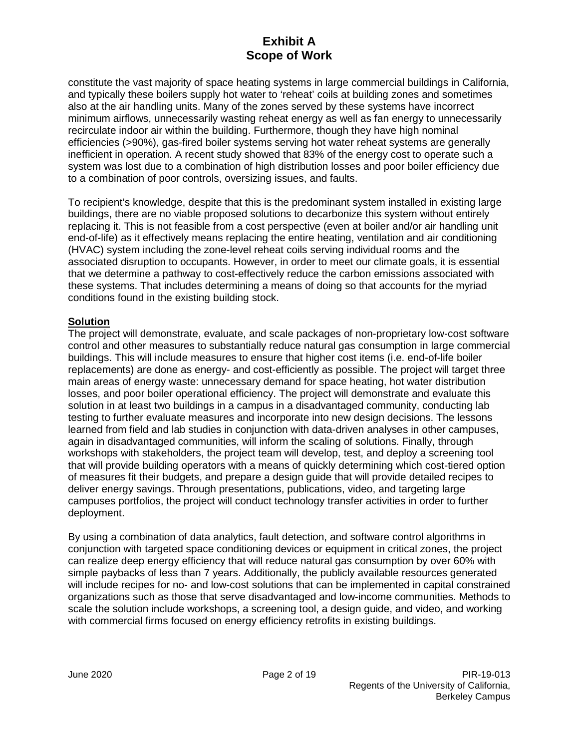constitute the vast majority of space heating systems in large commercial buildings in California, and typically these boilers supply hot water to 'reheat' coils at building zones and sometimes also at the air handling units. Many of the zones served by these systems have incorrect minimum airflows, unnecessarily wasting reheat energy as well as fan energy to unnecessarily recirculate indoor air within the building. Furthermore, though they have high nominal efficiencies (>90%), gas-fired boiler systems serving hot water reheat systems are generally inefficient in operation. A recent study showed that 83% of the energy cost to operate such a system was lost due to a combination of high distribution losses and poor boiler efficiency due to a combination of poor controls, oversizing issues, and faults.

To recipient's knowledge, despite that this is the predominant system installed in existing large buildings, there are no viable proposed solutions to decarbonize this system without entirely replacing it. This is not feasible from a cost perspective (even at boiler and/or air handling unit end-of-life) as it effectively means replacing the entire heating, ventilation and air conditioning (HVAC) system including the zone-level reheat coils serving individual rooms and the associated disruption to occupants. However, in order to meet our climate goals, it is essential that we determine a pathway to cost-effectively reduce the carbon emissions associated with these systems. That includes determining a means of doing so that accounts for the myriad conditions found in the existing building stock.

**Solution**

The project will demonstrate, evaluate, and scale packages of non-proprietary low-cost software control and other measures to substantially reduce natural gas consumption in large commercial buildings. This will include measures to ensure that higher cost items (i.e. end-of-life boiler replacements) are done as energy- and cost-efficiently as possible. The project will target three main areas of energy waste: unnecessary demand for space heating, hot water distribution losses, and poor boiler operational efficiency. The project will demonstrate and evaluate this solution in at least two buildings in a campus in a disadvantaged community, conducting lab testing to further evaluate measures and incorporate into new design decisions. The lessons learned from field and lab studies in conjunction with data-driven analyses in other campuses, again in disadvantaged communities, will inform the scaling of solutions. Finally, through workshops with stakeholders, the project team will develop, test, and deploy a screening tool that will provide building operators with a means of quickly determining which cost-tiered option of measures fit their budgets, and prepare a design guide that will provide detailed recipes to deliver energy savings. Through presentations, publications, video, and targeting large campuses portfolios, the project will conduct technology transfer activities in order to further deployment.

By using a combination of data analytics, fault detection, and software control algorithms in conjunction with targeted space conditioning devices or equipment in critical zones, the project can realize deep energy efficiency that will reduce natural gas consumption by over 60% with simple paybacks of less than 7 years. Additionally, the publicly available resources generated will include recipes for no- and low-cost solutions that can be implemented in capital constrained organizations such as those that serve disadvantaged and low-income communities. Methods to scale the solution include workshops, a screening tool, a design guide, and video, and working with commercial firms focused on energy efficiency retrofits in existing buildings.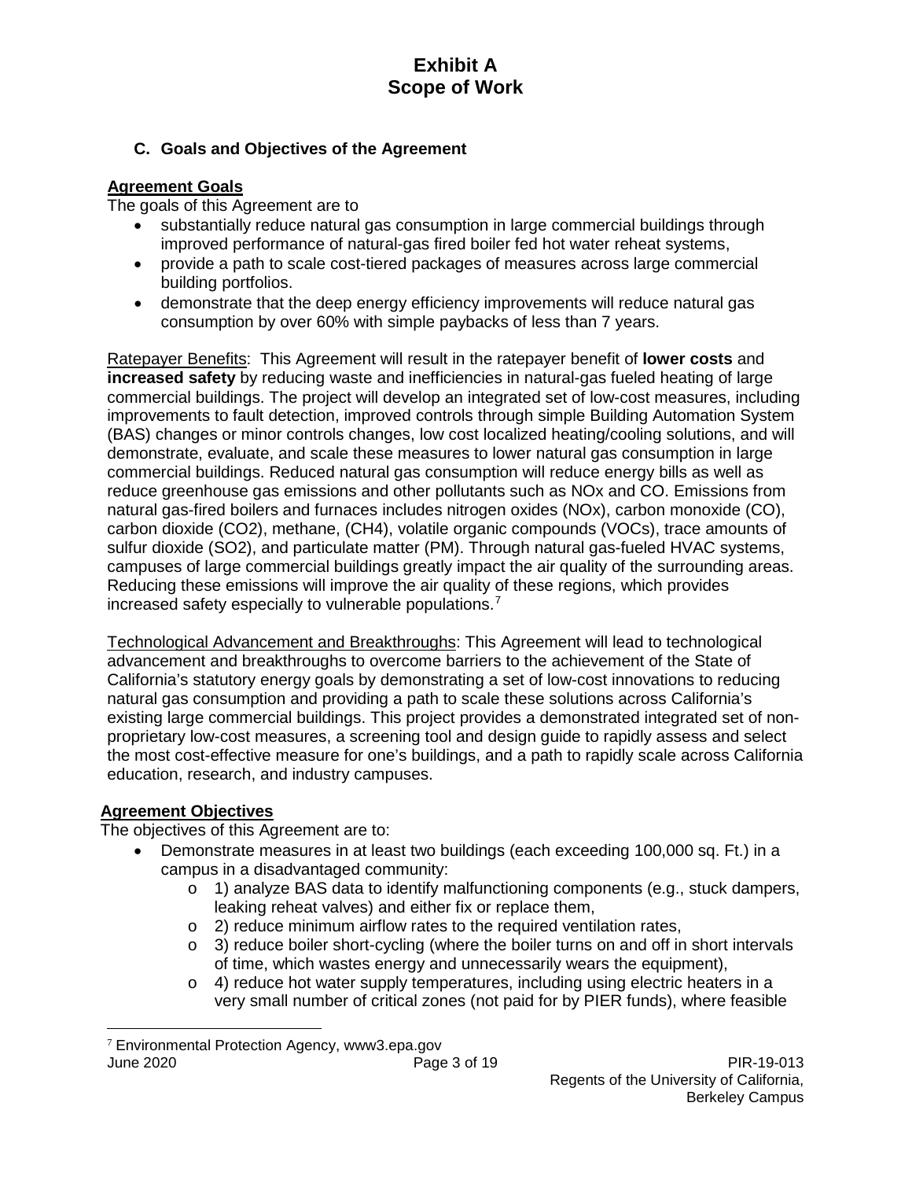### C. Goals and Objectives of the Agreement

**Agreement Goals**

The goals of this Agreement are to

- substantially reduce natural gas consumption in large commercial buildings through improved performance of natural-gas fired boiler fed hot water reheat systems,
- provide a path to scale cost-tiered packages of measures across large commercial building portfolios.
- demonstrate that the deep energy efficiency improvements will reduce natural gas consumption by over 60% with simple paybacks of less than 7 years.

Ratepayer Benefits: This Agreement will result in the ratepayer benefit of **lower costs** and **increased safety** by reducing waste and inefficiencies in natural-gas fueled heating of large commercial buildings. The project will develop an integrated set of low-cost measures, including improvements to fault detection, improved controls through simple Building Automation System (BAS) changes or minor controls changes, low cost localized heating/cooling solutions, and will demonstrate, evaluate, and scale these measures to lower natural gas consumption in large commercial buildings. Reduced natural gas consumption will reduce energy bills as well as reduce greenhouse gas emissions and other pollutants such as NOx and CO. Emissions from natural gas-fired boilers and furnaces includes nitrogen oxides (NOx), carbon monoxide (CO), carbon dioxide ($CO_2$), methane, ($CH_4$), volatile organic compounds (VOCs), trace amounts of sulfur dioxide ($SO_2$), and particulate matter (PM). Through natural gas-fueled HVAC systems, campuses of large commercial buildings greatly impact the air quality of the surrounding areas. Reducing these emissions will improve the air quality of these regions, which provides increased safety especially to vulnerable populations.[7]

Technological Advancement and Breakthroughs: This Agreement will lead to technological advancement and breakthroughs to overcome barriers to the achievement of the State of California's statutory energy goals by demonstrating a set of low-cost innovations to reducing natural gas consumption and providing a path to scale these solutions across California's existing large commercial buildings. This project provides a demonstrated integrated set of non-proprietary low-cost measures, a screening tool and design guide to rapidly assess and select the most cost-effective measure for one's buildings, and a path to rapidly scale across California education, research, and industry campuses.

**Agreement Objectives**

The objectives of this Agreement are to:

- Demonstrate measures in at least two buildings (each exceeding 100,000 sq. Ft.) in a campus in a disadvantaged community:
  - 1) analyze BAS data to identify malfunctioning components (e.g., stuck dampers, leaking reheat valves) and either fix or replace them,
  - 2) reduce minimum airflow rates to the required ventilation rates,
  - 3) reduce boiler short-cycling (where the boiler turns on and off in short intervals of time, which wastes energy and unnecessarily wears the equipment),
  - 4) reduce hot water supply temperatures, including using electric heaters in a very small number of critical zones (not paid for by PIER funds), where feasible

[7] Environmental Protection Agency, www3.epa.gov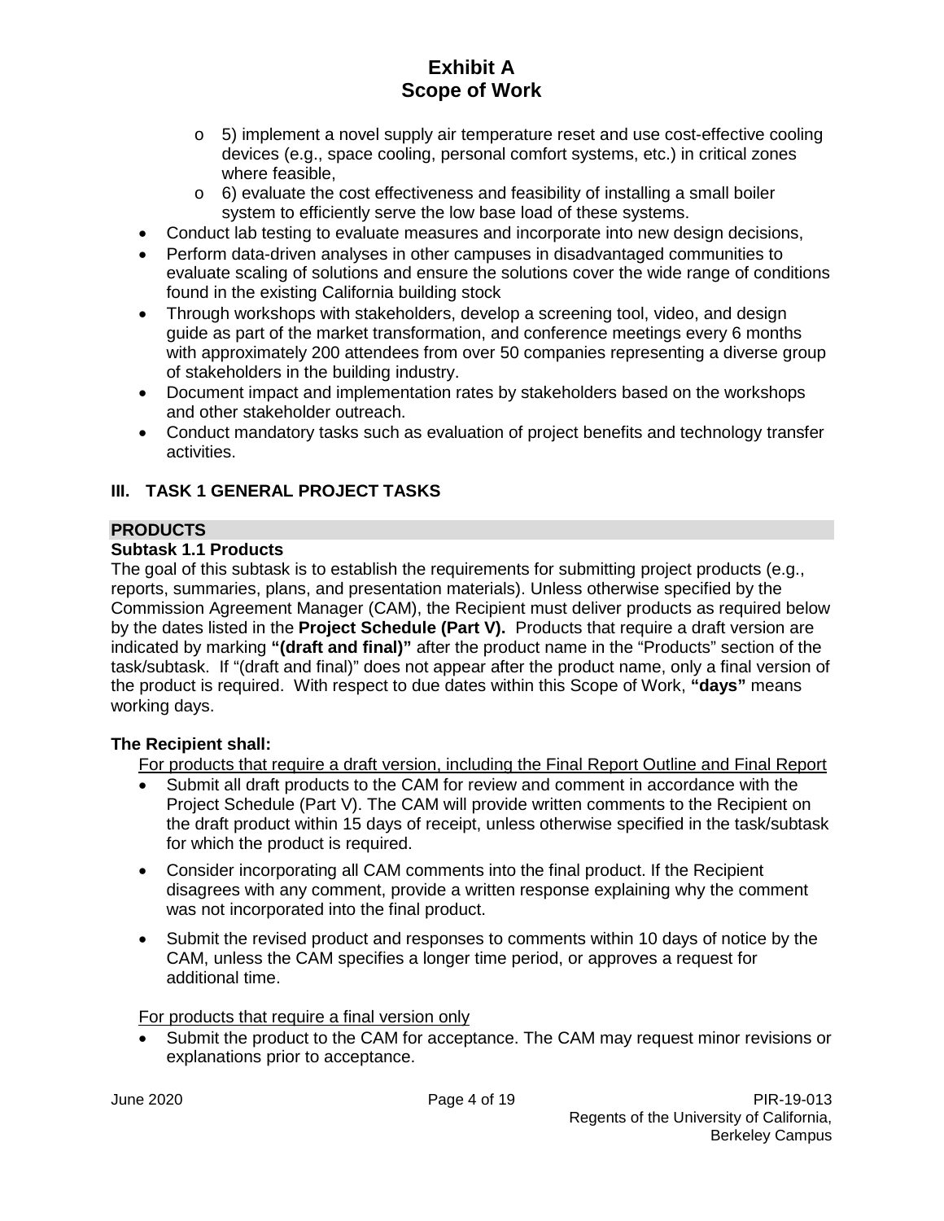- 5) implement a novel supply air temperature reset and use cost-effective cooling devices (e.g., space cooling, personal comfort systems, etc.) in critical zones where feasible,
    - 6) evaluate the cost effectiveness and feasibility of installing a small boiler system to efficiently serve the low base load of these systems.
- Conduct lab testing to evaluate measures and incorporate into new design decisions,
- Perform data-driven analyses in other campuses in disadvantaged communities to evaluate scaling of solutions and ensure the solutions cover the wide range of conditions found in the existing California building stock
- Through workshops with stakeholders, develop a screening tool, video, and design guide as part of the market transformation, and conference meetings every 6 months with approximately 200 attendees from over 50 companies representing a diverse group of stakeholders in the building industry.
- Document impact and implementation rates by stakeholders based on the workshops and other stakeholder outreach.
- Conduct mandatory tasks such as evaluation of project benefits and technology transfer activities.

## III. TASK 1 GENERAL PROJECT TASKS

### PRODUCTS

**Subtask 1.1 Products**

The goal of this subtask is to establish the requirements for submitting project products (e.g., reports, summaries, plans, and presentation materials). Unless otherwise specified by the Commission Agreement Manager (CAM), the Recipient must deliver products as required below by the dates listed in the **Project Schedule (Part V).** Products that require a draft version are indicated by marking **"(draft and final)"** after the product name in the "Products" section of the task/subtask. If "(draft and final)" does not appear after the product name, only a final version of the product is required. With respect to due dates within this Scope of Work, **"days"** means working days.

**The Recipient shall:**

For products that require a draft version, including the Final Report Outline and Final Report

- Submit all draft products to the CAM for review and comment in accordance with the Project Schedule (Part V). The CAM will provide written comments to the Recipient on the draft product within 15 days of receipt, unless otherwise specified in the task/subtask for which the product is required.
- Consider incorporating all CAM comments into the final product. If the Recipient disagrees with any comment, provide a written response explaining why the comment was not incorporated into the final product.
- Submit the revised product and responses to comments within 10 days of notice by the CAM, unless the CAM specifies a longer time period, or approves a request for additional time.

For products that require a final version only

- Submit the product to the CAM for acceptance. The CAM may request minor revisions or explanations prior to acceptance.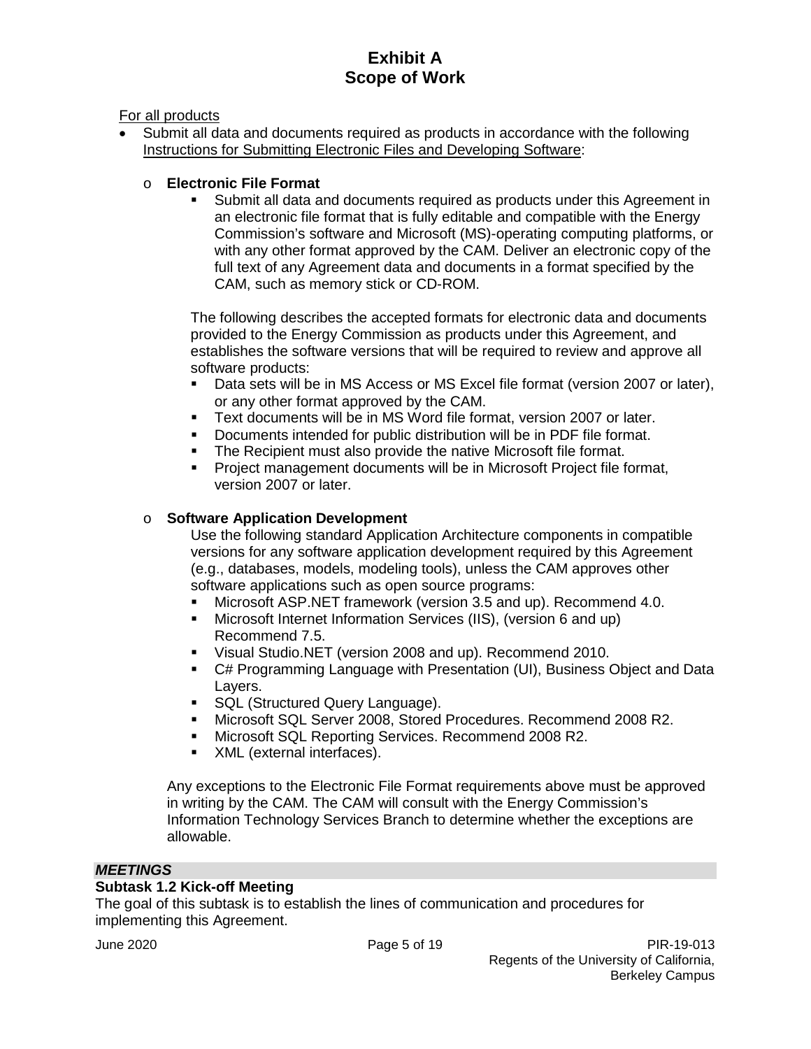For all products

- Submit all data and documents required as products in accordance with the following Instructions for Submitting Electronic Files and Developing Software:
  - **Electronic File Format**
    - Submit all data and documents required as products under this Agreement in an electronic file format that is fully editable and compatible with the Energy Commission's software and Microsoft (MS)-operating computing platforms, or with any other format approved by the CAM. Deliver an electronic copy of the full text of any Agreement data and documents in a format specified by the CAM, such as memory stick or CD-ROM.

    The following describes the accepted formats for electronic data and documents provided to the Energy Commission as products under this Agreement, and establishes the software versions that will be required to review and approve all software products:

    - Data sets will be in MS Access or MS Excel file format (version 2007 or later), or any other format approved by the CAM.
    - Text documents will be in MS Word file format, version 2007 or later.
    - Documents intended for public distribution will be in PDF file format.
    - The Recipient must also provide the native Microsoft file format.
    - Project management documents will be in Microsoft Project file format, version 2007 or later.
  - **Software Application Development**

    Use the following standard Application Architecture components in compatible versions for any software application development required by this Agreement (e.g., databases, models, modeling tools), unless the CAM approves other software applications such as open source programs:

    - Microsoft ASP.NET framework (version 3.5 and up). Recommend 4.0.
    - Microsoft Internet Information Services (IIS), (version 6 and up) Recommend 7.5.
    - Visual Studio.NET (version 2008 and up). Recommend 2010.
    - C# Programming Language with Presentation (UI), Business Object and Data Layers.
    - SQL (Structured Query Language).
    - Microsoft SQL Server 2008, Stored Procedures. Recommend 2008 R2.
    - Microsoft SQL Reporting Services. Recommend 2008 R2.
    - XML (external interfaces).

    Any exceptions to the Electronic File Format requirements above must be approved in writing by the CAM. The CAM will consult with the Energy Commission's Information Technology Services Branch to determine whether the exceptions are allowable.

***MEETINGS***

**Subtask 1.2 Kick-off Meeting**

The goal of this subtask is to establish the lines of communication and procedures for implementing this Agreement.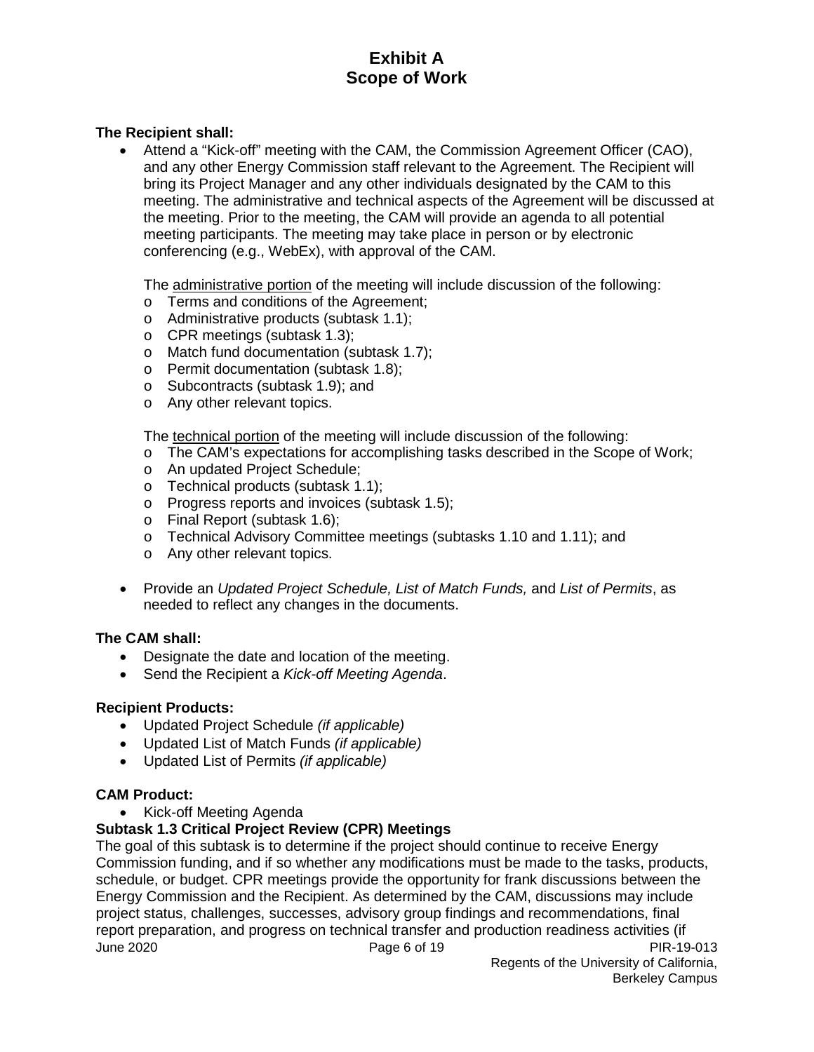# Exhibit A
# Scope of Work

**The Recipient shall:**

- Attend a "Kick-off" meeting with the CAM, the Commission Agreement Officer (CAO), and any other Energy Commission staff relevant to the Agreement. The Recipient will bring its Project Manager and any other individuals designated by the CAM to this meeting. The administrative and technical aspects of the Agreement will be discussed at the meeting. Prior to the meeting, the CAM will provide an agenda to all potential meeting participants. The meeting may take place in person or by electronic conferencing (e.g., WebEx), with approval of the CAM.

  The administrative portion of the meeting will include discussion of the following:
  - Terms and conditions of the Agreement;
  - Administrative products (subtask 1.1);
  - CPR meetings (subtask 1.3);
  - Match fund documentation (subtask 1.7);
  - Permit documentation (subtask 1.8);
  - Subcontracts (subtask 1.9); and
  - Any other relevant topics.

  The technical portion of the meeting will include discussion of the following:
  - The CAM's expectations for accomplishing tasks described in the Scope of Work;
  - An updated Project Schedule;
  - Technical products (subtask 1.1);
  - Progress reports and invoices (subtask 1.5);
  - Final Report (subtask 1.6);
  - Technical Advisory Committee meetings (subtasks 1.10 and 1.11); and
  - Any other relevant topics.

- Provide an *Updated Project Schedule, List of Match Funds,* and *List of Permits*, as needed to reflect any changes in the documents.

**The CAM shall:**

- Designate the date and location of the meeting.
- Send the Recipient a *Kick-off Meeting Agenda*.

**Recipient Products:**

- Updated Project Schedule *(if applicable)*
- Updated List of Match Funds *(if applicable)*
- Updated List of Permits *(if applicable)*

**CAM Product:**

- Kick-off Meeting Agenda

**Subtask 1.3 Critical Project Review (CPR) Meetings**

The goal of this subtask is to determine if the project should continue to receive Energy Commission funding, and if so whether any modifications must be made to the tasks, products, schedule, or budget. CPR meetings provide the opportunity for frank discussions between the Energy Commission and the Recipient. As determined by the CAM, discussions may include project status, challenges, successes, advisory group findings and recommendations, final report preparation, and progress on technical transfer and production readiness activities (if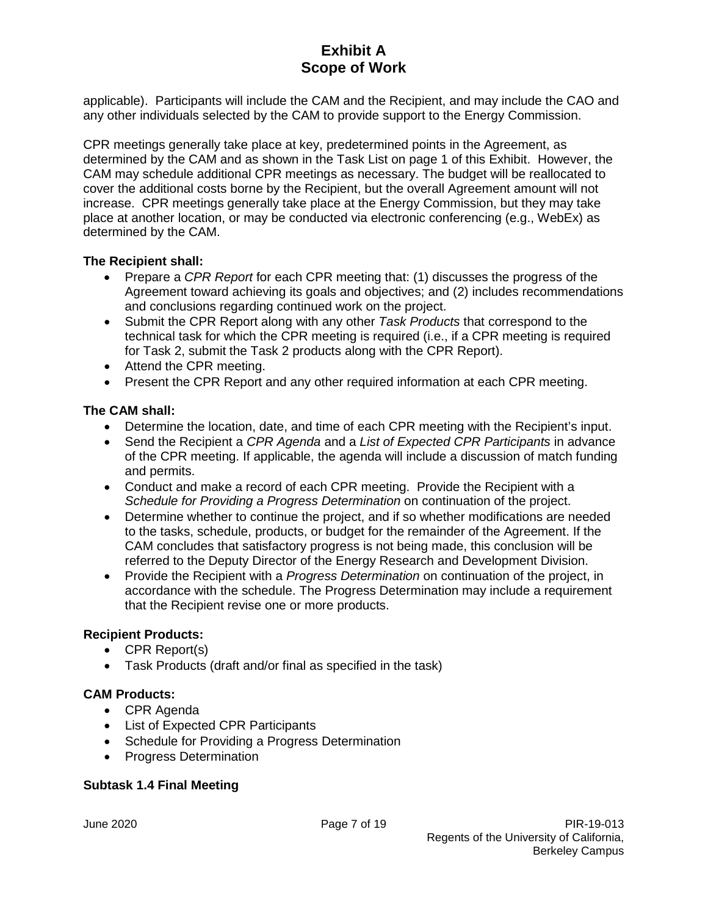applicable). Participants will include the CAM and the Recipient, and may include the CAO and any other individuals selected by the CAM to provide support to the Energy Commission.

CPR meetings generally take place at key, predetermined points in the Agreement, as determined by the CAM and as shown in the Task List on page 1 of this Exhibit. However, the CAM may schedule additional CPR meetings as necessary. The budget will be reallocated to cover the additional costs borne by the Recipient, but the overall Agreement amount will not increase. CPR meetings generally take place at the Energy Commission, but they may take place at another location, or may be conducted via electronic conferencing (e.g., WebEx) as determined by the CAM.

**The Recipient shall:**

- Prepare a *CPR Report* for each CPR meeting that: (1) discusses the progress of the Agreement toward achieving its goals and objectives; and (2) includes recommendations and conclusions regarding continued work on the project.
- Submit the CPR Report along with any other *Task Products* that correspond to the technical task for which the CPR meeting is required (i.e., if a CPR meeting is required for Task 2, submit the Task 2 products along with the CPR Report).
- Attend the CPR meeting.
- Present the CPR Report and any other required information at each CPR meeting.

**The CAM shall:**

- Determine the location, date, and time of each CPR meeting with the Recipient's input.
- Send the Recipient a *CPR Agenda* and a *List of Expected CPR Participants* in advance of the CPR meeting. If applicable, the agenda will include a discussion of match funding and permits.
- Conduct and make a record of each CPR meeting. Provide the Recipient with a *Schedule for Providing a Progress Determination* on continuation of the project.
- Determine whether to continue the project, and if so whether modifications are needed to the tasks, schedule, products, or budget for the remainder of the Agreement. If the CAM concludes that satisfactory progress is not being made, this conclusion will be referred to the Deputy Director of the Energy Research and Development Division.
- Provide the Recipient with a *Progress Determination* on continuation of the project, in accordance with the schedule. The Progress Determination may include a requirement that the Recipient revise one or more products.

**Recipient Products:**

- CPR Report(s)
- Task Products (draft and/or final as specified in the task)

**CAM Products:**

- CPR Agenda
- List of Expected CPR Participants
- Schedule for Providing a Progress Determination
- Progress Determination

**Subtask 1.4 Final Meeting**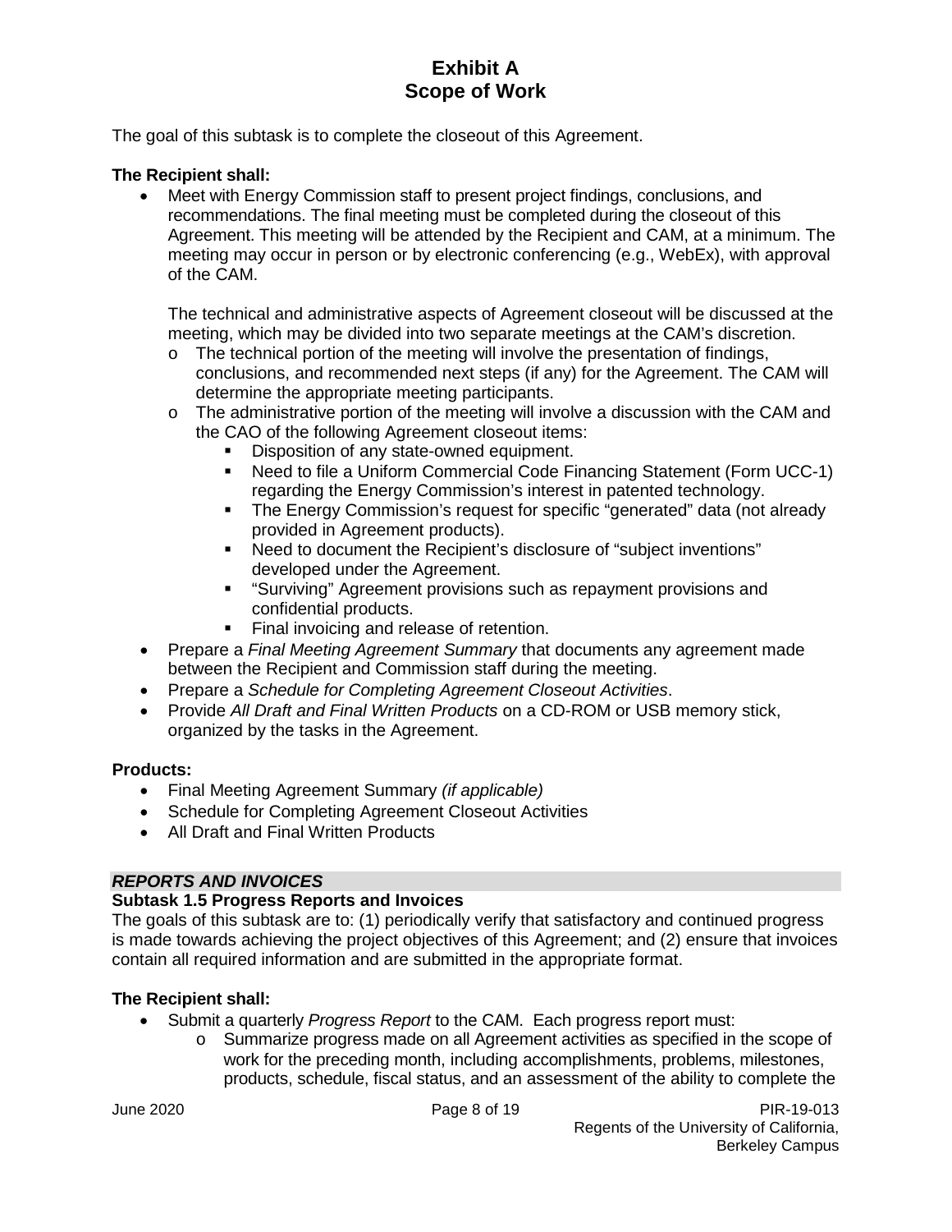The goal of this subtask is to complete the closeout of this Agreement.

**The Recipient shall:**

- Meet with Energy Commission staff to present project findings, conclusions, and recommendations. The final meeting must be completed during the closeout of this Agreement. This meeting will be attended by the Recipient and CAM, at a minimum. The meeting may occur in person or by electronic conferencing (e.g., WebEx), with approval of the CAM.

  The technical and administrative aspects of Agreement closeout will be discussed at the meeting, which may be divided into two separate meetings at the CAM's discretion.
    - The technical portion of the meeting will involve the presentation of findings, conclusions, and recommended next steps (if any) for the Agreement. The CAM will determine the appropriate meeting participants.
    - The administrative portion of the meeting will involve a discussion with the CAM and the CAO of the following Agreement closeout items:
        - Disposition of any state-owned equipment.
        - Need to file a Uniform Commercial Code Financing Statement (Form UCC-1) regarding the Energy Commission's interest in patented technology.
        - The Energy Commission's request for specific "generated" data (not already provided in Agreement products).
        - Need to document the Recipient's disclosure of "subject inventions" developed under the Agreement.
        - "Surviving" Agreement provisions such as repayment provisions and confidential products.
        - Final invoicing and release of retention.
- Prepare a *Final Meeting Agreement Summary* that documents any agreement made between the Recipient and Commission staff during the meeting.
- Prepare a *Schedule for Completing Agreement Closeout Activities*.
- Provide *All Draft and Final Written Products* on a CD-ROM or USB memory stick, organized by the tasks in the Agreement.

**Products:**

- Final Meeting Agreement Summary *(if applicable)*
- Schedule for Completing Agreement Closeout Activities
- All Draft and Final Written Products

***REPORTS AND INVOICES***

**Subtask 1.5 Progress Reports and Invoices**

The goals of this subtask are to: (1) periodically verify that satisfactory and continued progress is made towards achieving the project objectives of this Agreement; and (2) ensure that invoices contain all required information and are submitted in the appropriate format.

**The Recipient shall:**

- Submit a quarterly *Progress Report* to the CAM. Each progress report must:
    - Summarize progress made on all Agreement activities as specified in the scope of work for the preceding month, including accomplishments, problems, milestones, products, schedule, fiscal status, and an assessment of the ability to complete the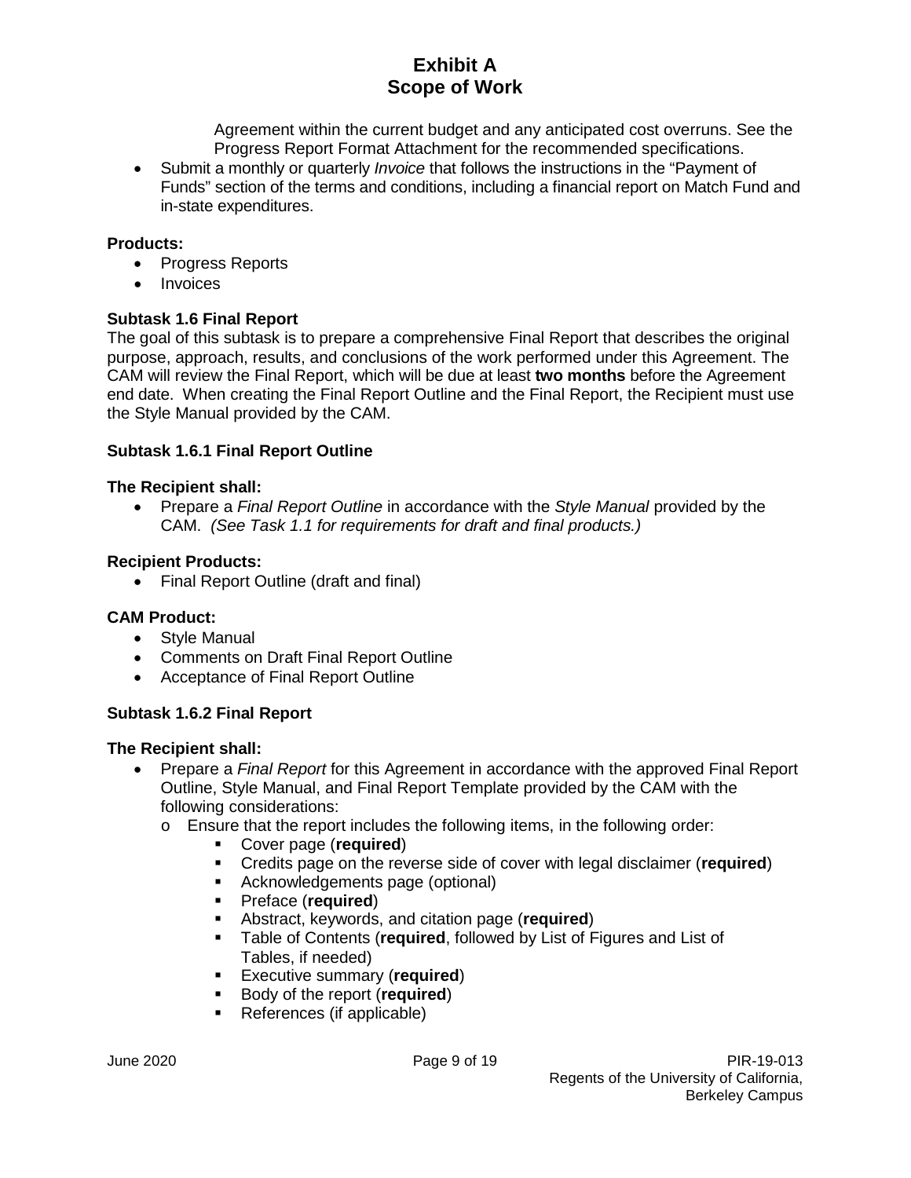Agreement within the current budget and any anticipated cost overruns. See the Progress Report Format Attachment for the recommended specifications.

- Submit a monthly or quarterly *Invoice* that follows the instructions in the "Payment of Funds" section of the terms and conditions, including a financial report on Match Fund and in-state expenditures.

**Products:**

- Progress Reports
- Invoices

**Subtask 1.6 Final Report**

The goal of this subtask is to prepare a comprehensive Final Report that describes the original purpose, approach, results, and conclusions of the work performed under this Agreement. The CAM will review the Final Report, which will be due at least **two months** before the Agreement end date. When creating the Final Report Outline and the Final Report, the Recipient must use the Style Manual provided by the CAM.

**Subtask 1.6.1 Final Report Outline**

**The Recipient shall:**

- Prepare a *Final Report Outline* in accordance with the *Style Manual* provided by the CAM. *(See Task 1.1 for requirements for draft and final products.)*

**Recipient Products:**

- Final Report Outline (draft and final)

**CAM Product:**

- Style Manual
- Comments on Draft Final Report Outline
- Acceptance of Final Report Outline

**Subtask 1.6.2 Final Report**

**The Recipient shall:**

- Prepare a *Final Report* for this Agreement in accordance with the approved Final Report Outline, Style Manual, and Final Report Template provided by the CAM with the following considerations:
  - Ensure that the report includes the following items, in the following order:
    - Cover page (**required**)
    - Credits page on the reverse side of cover with legal disclaimer (**required**)
    - Acknowledgements page (optional)
    - Preface (**required**)
    - Abstract, keywords, and citation page (**required**)
    - Table of Contents (**required**, followed by List of Figures and List of Tables, if needed)
    - Executive summary (**required**)
    - Body of the report (**required**)
    - References (if applicable)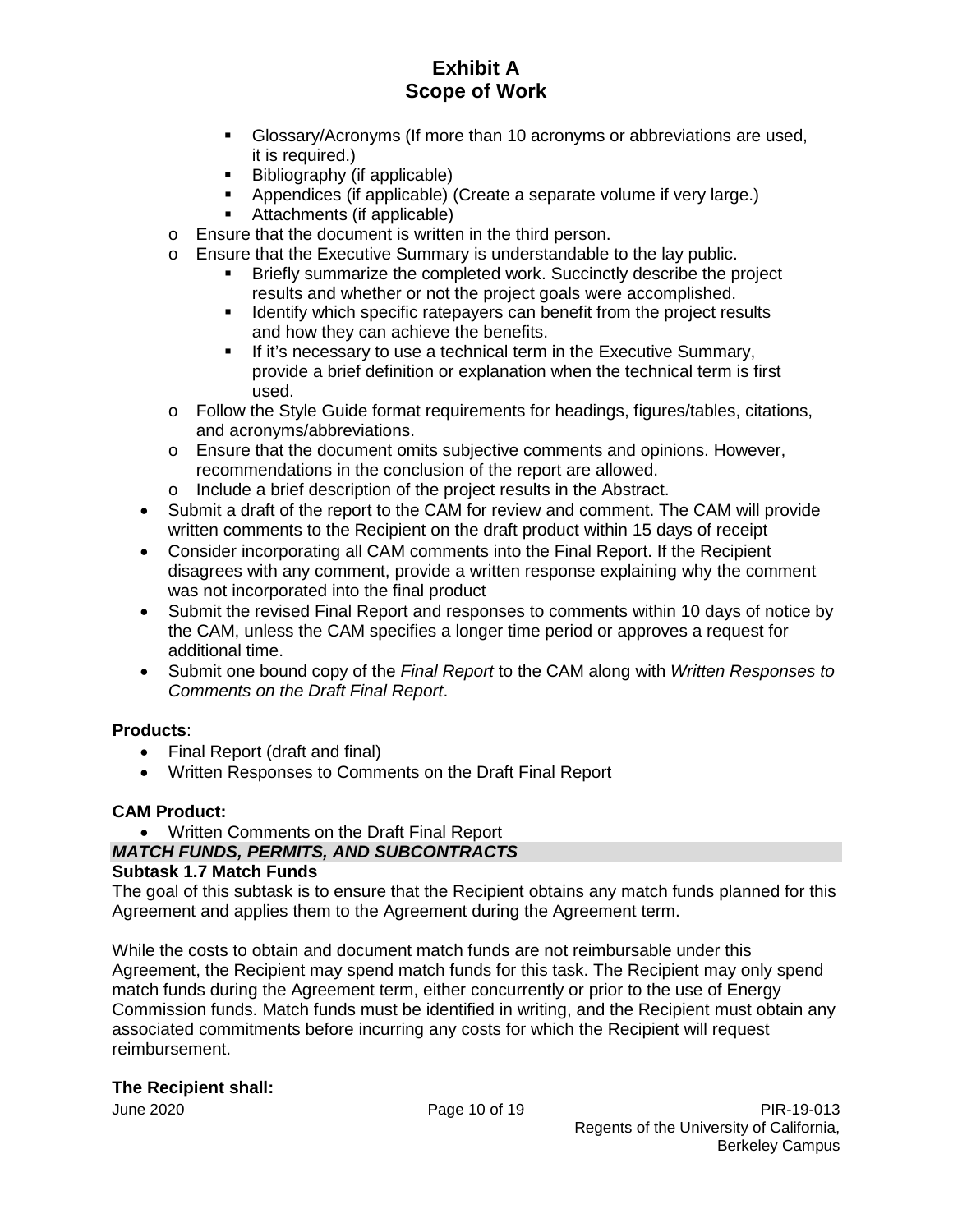- Glossary/Acronyms (If more than 10 acronyms or abbreviations are used, it is required.)
      - Bibliography (if applicable)
      - Appendices (if applicable) (Create a separate volume if very large.)
      - Attachments (if applicable)
  - Ensure that the document is written in the third person.
  - Ensure that the Executive Summary is understandable to the lay public.
      - Briefly summarize the completed work. Succinctly describe the project results and whether or not the project goals were accomplished.
      - Identify which specific ratepayers can benefit from the project results and how they can achieve the benefits.
      - If it's necessary to use a technical term in the Executive Summary, provide a brief definition or explanation when the technical term is first used.
  - Follow the Style Guide format requirements for headings, figures/tables, citations, and acronyms/abbreviations.
  - Ensure that the document omits subjective comments and opinions. However, recommendations in the conclusion of the report are allowed.
  - Include a brief description of the project results in the Abstract.
- Submit a draft of the report to the CAM for review and comment. The CAM will provide written comments to the Recipient on the draft product within 15 days of receipt
- Consider incorporating all CAM comments into the Final Report. If the Recipient disagrees with any comment, provide a written response explaining why the comment was not incorporated into the final product
- Submit the revised Final Report and responses to comments within 10 days of notice by the CAM, unless the CAM specifies a longer time period or approves a request for additional time.
- Submit one bound copy of the *Final Report* to the CAM along with *Written Responses to Comments on the Draft Final Report*.

**Products**:

- Final Report (draft and final)
- Written Responses to Comments on the Draft Final Report

**CAM Product:**

- Written Comments on the Draft Final Report

***MATCH FUNDS, PERMITS, AND SUBCONTRACTS***

**Subtask 1.7 Match Funds**

The goal of this subtask is to ensure that the Recipient obtains any match funds planned for this Agreement and applies them to the Agreement during the Agreement term.

While the costs to obtain and document match funds are not reimbursable under this Agreement, the Recipient may spend match funds for this task. The Recipient may only spend match funds during the Agreement term, either concurrently or prior to the use of Energy Commission funds. Match funds must be identified in writing, and the Recipient must obtain any associated commitments before incurring any costs for which the Recipient will request reimbursement.

**The Recipient shall:**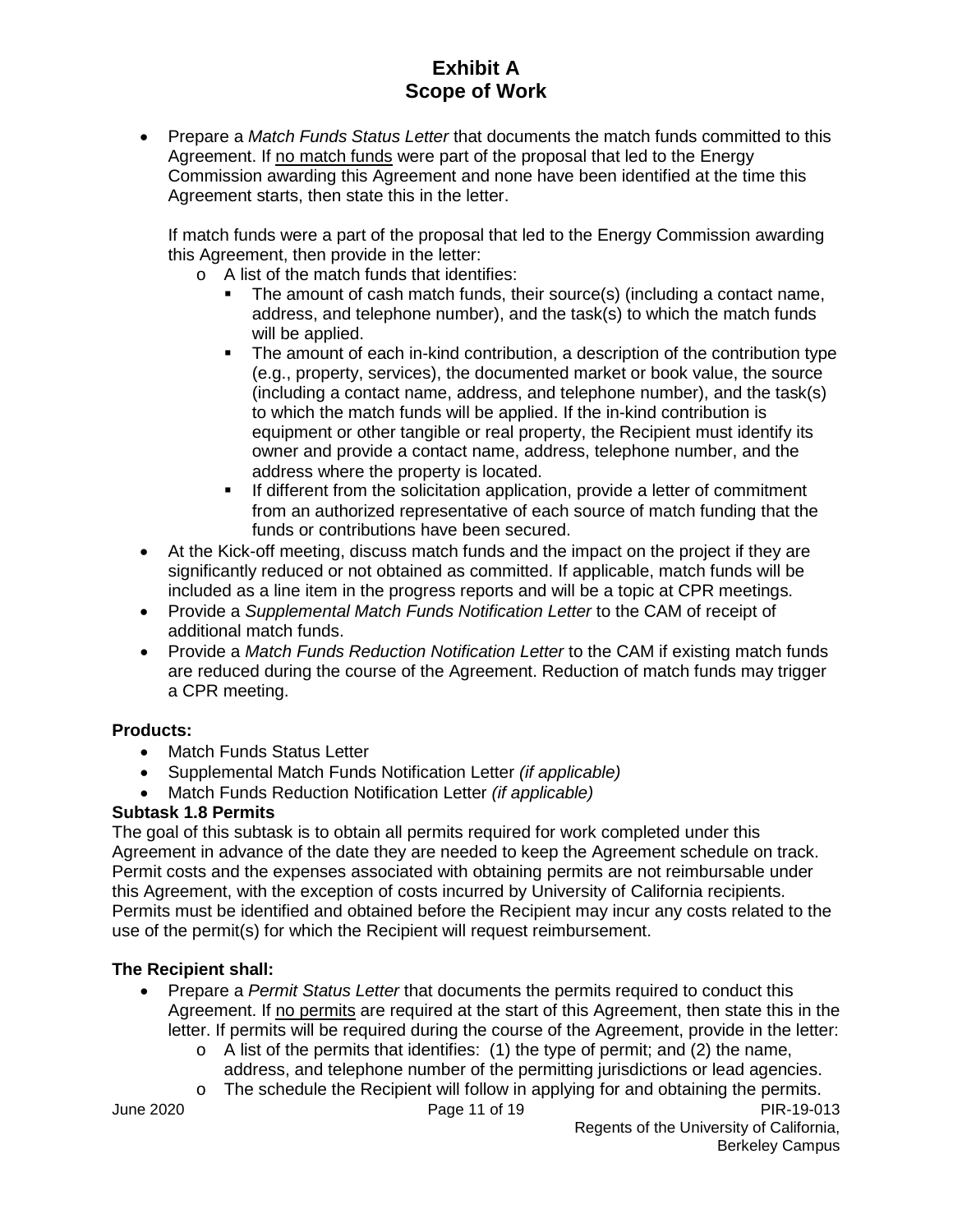- Prepare a *Match Funds Status Letter* that documents the match funds committed to this Agreement. If no match funds were part of the proposal that led to the Energy Commission awarding this Agreement and none have been identified at the time this Agreement starts, then state this in the letter.

  If match funds were a part of the proposal that led to the Energy Commission awarding this Agreement, then provide in the letter:
    - A list of the match funds that identifies:
        - The amount of cash match funds, their source(s) (including a contact name, address, and telephone number), and the task(s) to which the match funds will be applied.
        - The amount of each in-kind contribution, a description of the contribution type (e.g., property, services), the documented market or book value, the source (including a contact name, address, and telephone number), and the task(s) to which the match funds will be applied. If the in-kind contribution is equipment or other tangible or real property, the Recipient must identify its owner and provide a contact name, address, telephone number, and the address where the property is located.
        - If different from the solicitation application, provide a letter of commitment from an authorized representative of each source of match funding that the funds or contributions have been secured.
- At the Kick-off meeting, discuss match funds and the impact on the project if they are significantly reduced or not obtained as committed. If applicable, match funds will be included as a line item in the progress reports and will be a topic at CPR meetings.
- Provide a *Supplemental Match Funds Notification Letter* to the CAM of receipt of additional match funds.
- Provide a *Match Funds Reduction Notification Letter* to the CAM if existing match funds are reduced during the course of the Agreement. Reduction of match funds may trigger a CPR meeting.

**Products:**

- Match Funds Status Letter
- Supplemental Match Funds Notification Letter *(if applicable)*
- Match Funds Reduction Notification Letter *(if applicable)*

**Subtask 1.8 Permits**

The goal of this subtask is to obtain all permits required for work completed under this Agreement in advance of the date they are needed to keep the Agreement schedule on track. Permit costs and the expenses associated with obtaining permits are not reimbursable under this Agreement, with the exception of costs incurred by University of California recipients. Permits must be identified and obtained before the Recipient may incur any costs related to the use of the permit(s) for which the Recipient will request reimbursement.

**The Recipient shall:**

- Prepare a *Permit Status Letter* that documents the permits required to conduct this Agreement. If no permits are required at the start of this Agreement, then state this in the letter. If permits will be required during the course of the Agreement, provide in the letter:
    - A list of the permits that identifies: (1) the type of permit; and (2) the name, address, and telephone number of the permitting jurisdictions or lead agencies.
    - The schedule the Recipient will follow in applying for and obtaining the permits.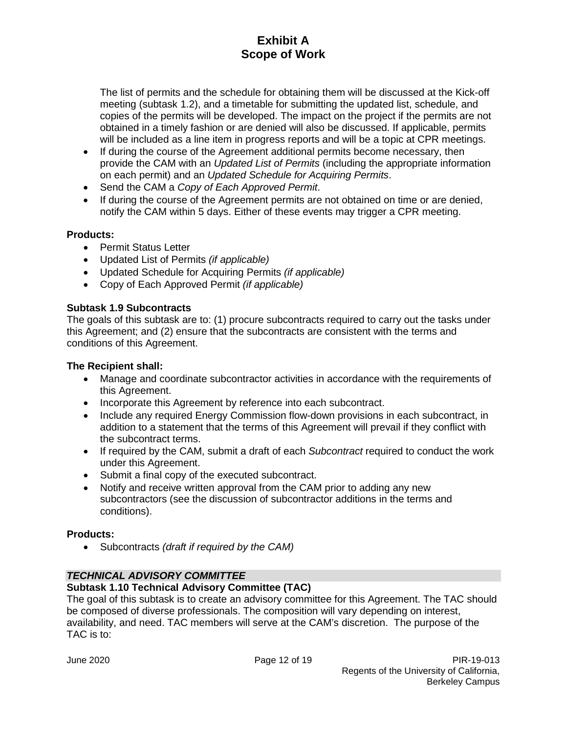The list of permits and the schedule for obtaining them will be discussed at the Kick-off meeting (subtask 1.2), and a timetable for submitting the updated list, schedule, and copies of the permits will be developed. The impact on the project if the permits are not obtained in a timely fashion or are denied will also be discussed. If applicable, permits will be included as a line item in progress reports and will be a topic at CPR meetings.

- If during the course of the Agreement additional permits become necessary, then provide the CAM with an *Updated List of Permits* (including the appropriate information on each permit) and an *Updated Schedule for Acquiring Permits*.
- Send the CAM a *Copy of Each Approved Permit*.
- If during the course of the Agreement permits are not obtained on time or are denied, notify the CAM within 5 days. Either of these events may trigger a CPR meeting.

**Products:**

- Permit Status Letter
- Updated List of Permits *(if applicable)*
- Updated Schedule for Acquiring Permits *(if applicable)*
- Copy of Each Approved Permit *(if applicable)*

**Subtask 1.9 Subcontracts**

The goals of this subtask are to: (1) procure subcontracts required to carry out the tasks under this Agreement; and (2) ensure that the subcontracts are consistent with the terms and conditions of this Agreement.

**The Recipient shall:**

- Manage and coordinate subcontractor activities in accordance with the requirements of this Agreement.
- Incorporate this Agreement by reference into each subcontract.
- Include any required Energy Commission flow-down provisions in each subcontract, in addition to a statement that the terms of this Agreement will prevail if they conflict with the subcontract terms.
- If required by the CAM, submit a draft of each *Subcontract* required to conduct the work under this Agreement.
- Submit a final copy of the executed subcontract.
- Notify and receive written approval from the CAM prior to adding any new subcontractors (see the discussion of subcontractor additions in the terms and conditions).

**Products:**

- Subcontracts *(draft if required by the CAM)*

***TECHNICAL ADVISORY COMMITTEE***

**Subtask 1.10 Technical Advisory Committee (TAC)**

The goal of this subtask is to create an advisory committee for this Agreement. The TAC should be composed of diverse professionals. The composition will vary depending on interest, availability, and need. TAC members will serve at the CAM's discretion. The purpose of the TAC is to: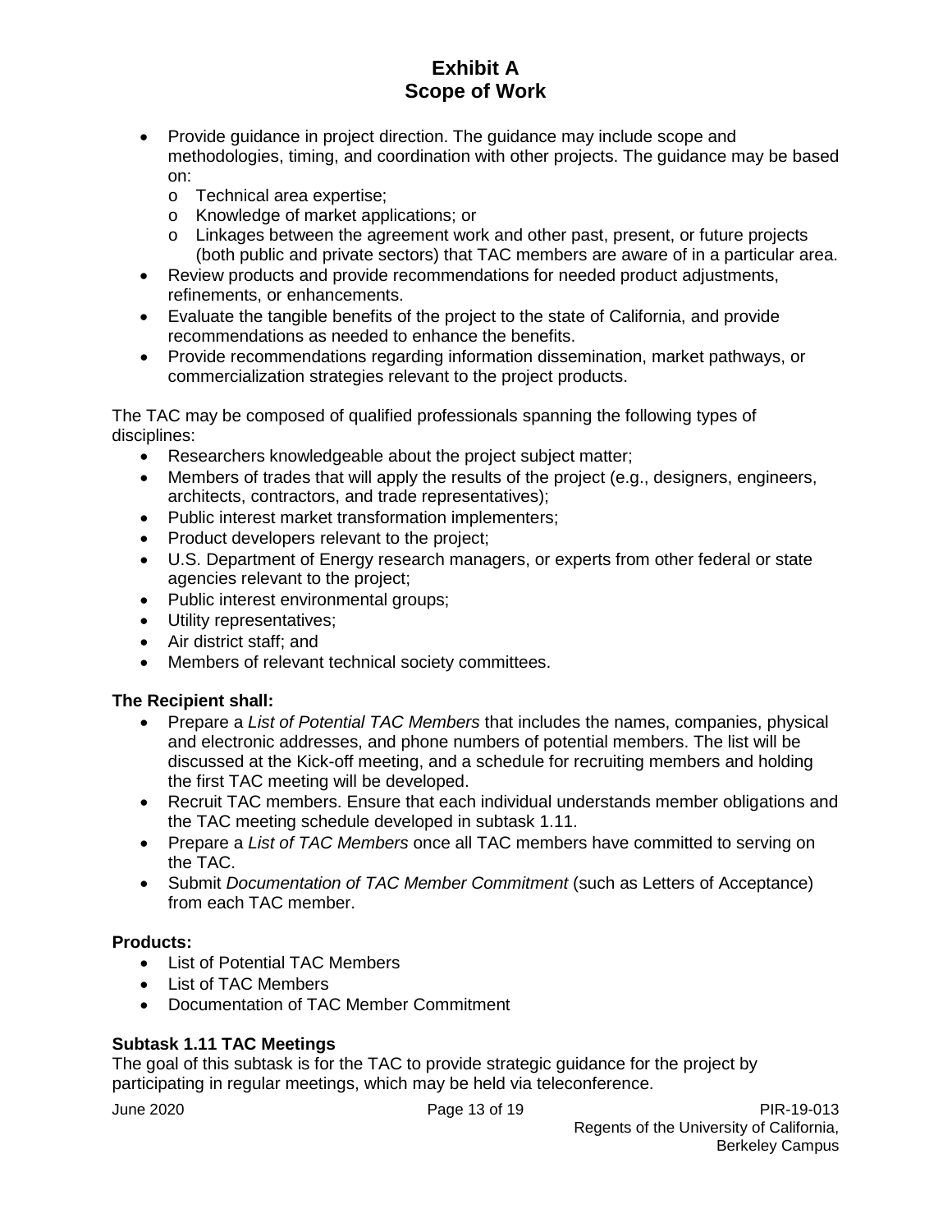- Provide guidance in project direction. The guidance may include scope and methodologies, timing, and coordination with other projects. The guidance may be based on:
  - Technical area expertise;
  - Knowledge of market applications; or
  - Linkages between the agreement work and other past, present, or future projects (both public and private sectors) that TAC members are aware of in a particular area.
- Review products and provide recommendations for needed product adjustments, refinements, or enhancements.
- Evaluate the tangible benefits of the project to the state of California, and provide recommendations as needed to enhance the benefits.
- Provide recommendations regarding information dissemination, market pathways, or commercialization strategies relevant to the project products.

The TAC may be composed of qualified professionals spanning the following types of disciplines:

- Researchers knowledgeable about the project subject matter;
- Members of trades that will apply the results of the project (e.g., designers, engineers, architects, contractors, and trade representatives);
- Public interest market transformation implementers;
- Product developers relevant to the project;
- U.S. Department of Energy research managers, or experts from other federal or state agencies relevant to the project;
- Public interest environmental groups;
- Utility representatives;
- Air district staff; and
- Members of relevant technical society committees.

**The Recipient shall:**

- Prepare a *List of Potential TAC Members* that includes the names, companies, physical and electronic addresses, and phone numbers of potential members. The list will be discussed at the Kick-off meeting, and a schedule for recruiting members and holding the first TAC meeting will be developed.
- Recruit TAC members. Ensure that each individual understands member obligations and the TAC meeting schedule developed in subtask 1.11.
- Prepare a *List of TAC Members* once all TAC members have committed to serving on the TAC.
- Submit *Documentation of TAC Member Commitment* (such as Letters of Acceptance) from each TAC member.

**Products:**

- List of Potential TAC Members
- List of TAC Members
- Documentation of TAC Member Commitment

**Subtask 1.11 TAC Meetings**

The goal of this subtask is for the TAC to provide strategic guidance for the project by participating in regular meetings, which may be held via teleconference.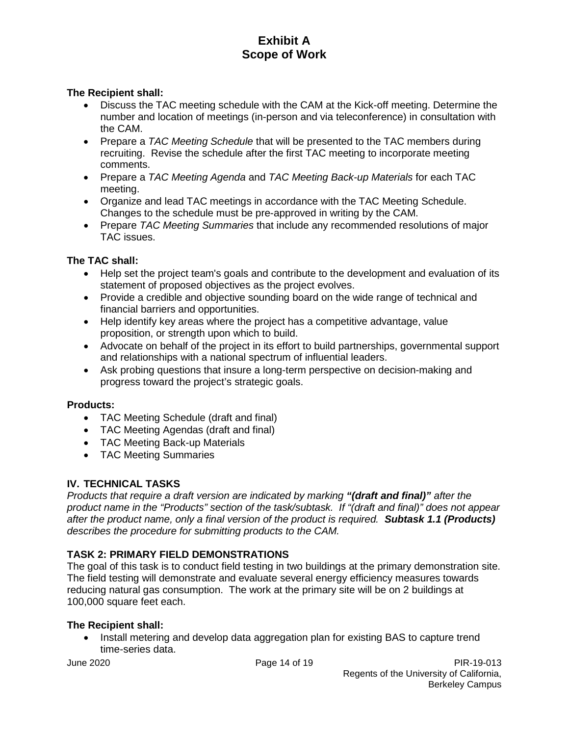# Exhibit A
# Scope of Work

**The Recipient shall:**

- Discuss the TAC meeting schedule with the CAM at the Kick-off meeting. Determine the number and location of meetings (in-person and via teleconference) in consultation with the CAM.
- Prepare a *TAC Meeting Schedule* that will be presented to the TAC members during recruiting. Revise the schedule after the first TAC meeting to incorporate meeting comments.
- Prepare a *TAC Meeting Agenda* and *TAC Meeting Back-up Materials* for each TAC meeting.
- Organize and lead TAC meetings in accordance with the TAC Meeting Schedule. Changes to the schedule must be pre-approved in writing by the CAM.
- Prepare *TAC Meeting Summaries* that include any recommended resolutions of major TAC issues.

**The TAC shall:**

- Help set the project team's goals and contribute to the development and evaluation of its statement of proposed objectives as the project evolves.
- Provide a credible and objective sounding board on the wide range of technical and financial barriers and opportunities.
- Help identify key areas where the project has a competitive advantage, value proposition, or strength upon which to build.
- Advocate on behalf of the project in its effort to build partnerships, governmental support and relationships with a national spectrum of influential leaders.
- Ask probing questions that insure a long-term perspective on decision-making and progress toward the project's strategic goals.

**Products:**

- TAC Meeting Schedule (draft and final)
- TAC Meeting Agendas (draft and final)
- TAC Meeting Back-up Materials
- TAC Meeting Summaries

## IV. TECHNICAL TASKS

*Products that require a draft version are indicated by marking **"(draft and final)"** after the product name in the "Products" section of the task/subtask. If "(draft and final)" does not appear after the product name, only a final version of the product is required. **Subtask 1.1 (Products)** describes the procedure for submitting products to the CAM.*

### TASK 2: PRIMARY FIELD DEMONSTRATIONS

The goal of this task is to conduct field testing in two buildings at the primary demonstration site. The field testing will demonstrate and evaluate several energy efficiency measures towards reducing natural gas consumption. The work at the primary site will be on 2 buildings at 100,000 square feet each.

**The Recipient shall:**

- Install metering and develop data aggregation plan for existing BAS to capture trend time-series data.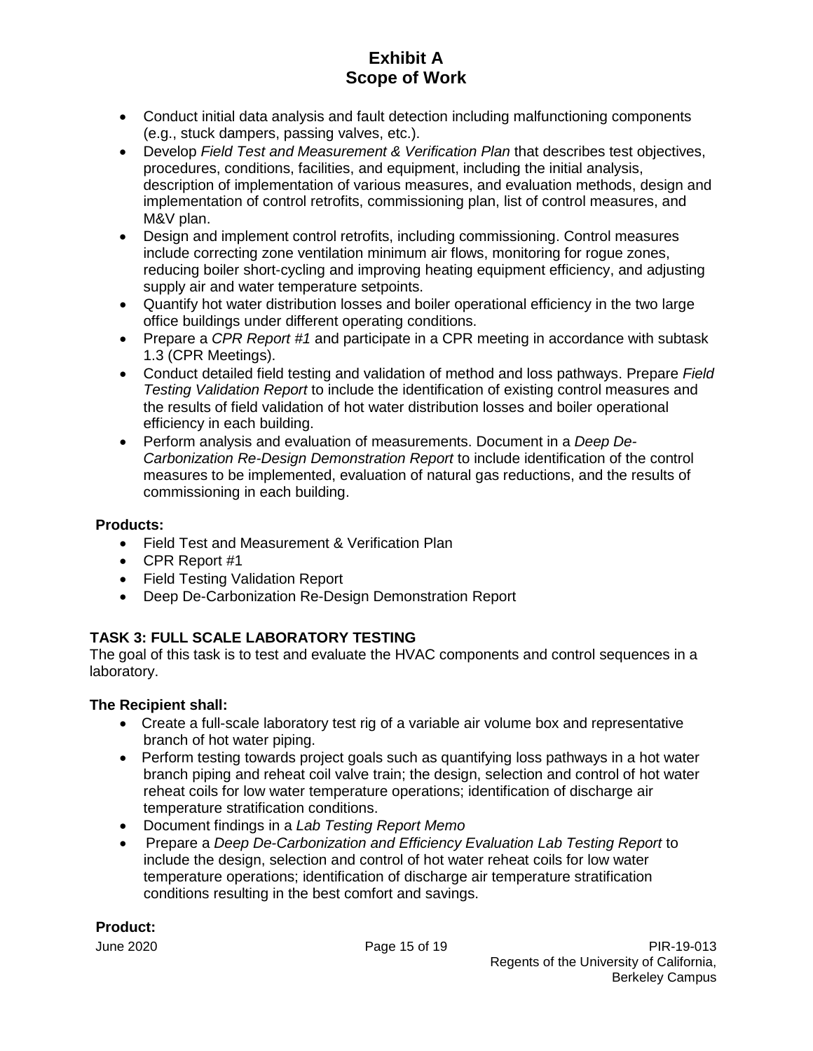- Conduct initial data analysis and fault detection including malfunctioning components (e.g., stuck dampers, passing valves, etc.).
- Develop *Field Test and Measurement & Verification Plan* that describes test objectives, procedures, conditions, facilities, and equipment, including the initial analysis, description of implementation of various measures, and evaluation methods, design and implementation of control retrofits, commissioning plan, list of control measures, and M&V plan.
- Design and implement control retrofits, including commissioning. Control measures include correcting zone ventilation minimum air flows, monitoring for rogue zones, reducing boiler short-cycling and improving heating equipment efficiency, and adjusting supply air and water temperature setpoints.
- Quantify hot water distribution losses and boiler operational efficiency in the two large office buildings under different operating conditions.
- Prepare a *CPR Report #1* and participate in a CPR meeting in accordance with subtask 1.3 (CPR Meetings).
- Conduct detailed field testing and validation of method and loss pathways. Prepare *Field Testing Validation Report* to include the identification of existing control measures and the results of field validation of hot water distribution losses and boiler operational efficiency in each building.
- Perform analysis and evaluation of measurements. Document in a *Deep De-Carbonization Re-Design Demonstration Report* to include identification of the control measures to be implemented, evaluation of natural gas reductions, and the results of commissioning in each building.

**Products:**

- Field Test and Measurement & Verification Plan
- CPR Report #1
- Field Testing Validation Report
- Deep De-Carbonization Re-Design Demonstration Report

## TASK 3: FULL SCALE LABORATORY TESTING

The goal of this task is to test and evaluate the HVAC components and control sequences in a laboratory.

**The Recipient shall:**

- Create a full-scale laboratory test rig of a variable air volume box and representative branch of hot water piping.
- Perform testing towards project goals such as quantifying loss pathways in a hot water branch piping and reheat coil valve train; the design, selection and control of hot water reheat coils for low water temperature operations; identification of discharge air temperature stratification conditions.
- Document findings in a *Lab Testing Report Memo*
- Prepare a *Deep De-Carbonization and Efficiency Evaluation Lab Testing Report* to include the design, selection and control of hot water reheat coils for low water temperature operations; identification of discharge air temperature stratification conditions resulting in the best comfort and savings.

**Product:**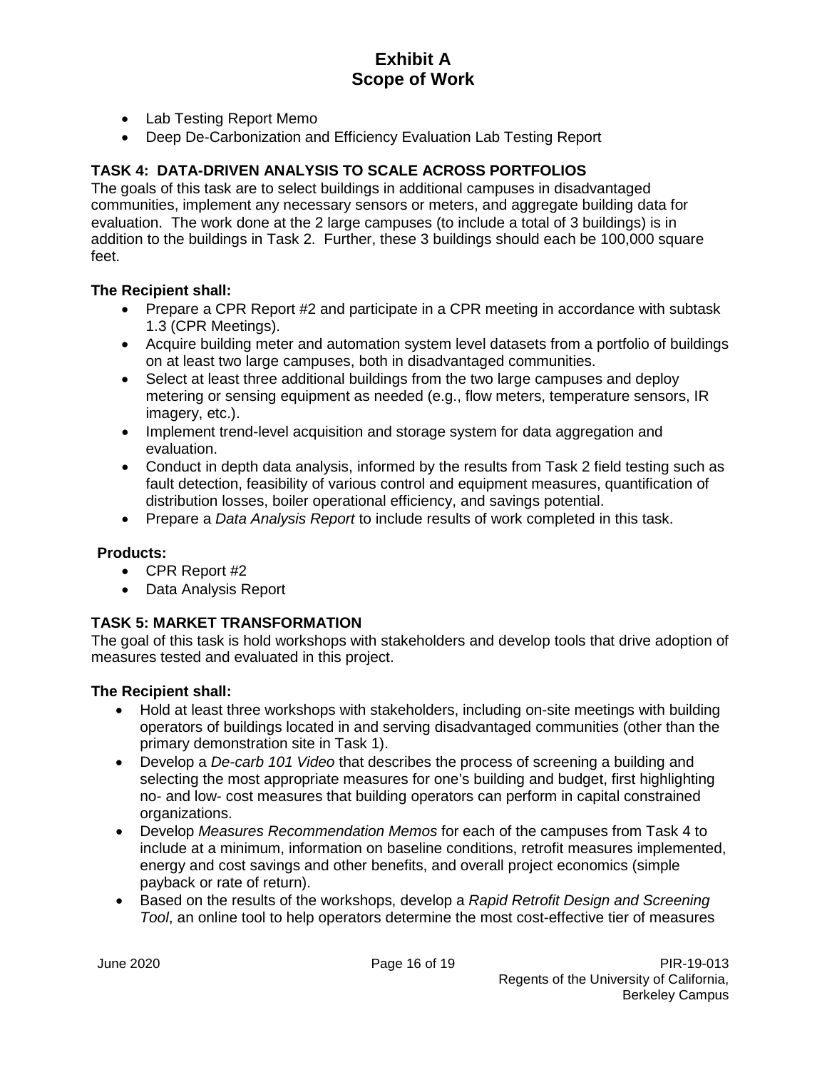- Lab Testing Report Memo
- Deep De-Carbonization and Efficiency Evaluation Lab Testing Report

## TASK 4: DATA-DRIVEN ANALYSIS TO SCALE ACROSS PORTFOLIOS

The goals of this task are to select buildings in additional campuses in disadvantaged communities, implement any necessary sensors or meters, and aggregate building data for evaluation. The work done at the 2 large campuses (to include a total of 3 buildings) is in addition to the buildings in Task 2. Further, these 3 buildings should each be 100,000 square feet.

**The Recipient shall:**

- Prepare a CPR Report #2 and participate in a CPR meeting in accordance with subtask 1.3 (CPR Meetings).
- Acquire building meter and automation system level datasets from a portfolio of buildings on at least two large campuses, both in disadvantaged communities.
- Select at least three additional buildings from the two large campuses and deploy metering or sensing equipment as needed (e.g., flow meters, temperature sensors, IR imagery, etc.).
- Implement trend-level acquisition and storage system for data aggregation and evaluation.
- Conduct in depth data analysis, informed by the results from Task 2 field testing such as fault detection, feasibility of various control and equipment measures, quantification of distribution losses, boiler operational efficiency, and savings potential.
- Prepare a *Data Analysis Report* to include results of work completed in this task.

**Products:**

- CPR Report #2
- Data Analysis Report

## TASK 5: MARKET TRANSFORMATION

The goal of this task is hold workshops with stakeholders and develop tools that drive adoption of measures tested and evaluated in this project.

**The Recipient shall:**

- Hold at least three workshops with stakeholders, including on-site meetings with building operators of buildings located in and serving disadvantaged communities (other than the primary demonstration site in Task 1).
- Develop a *De-carb 101 Video* that describes the process of screening a building and selecting the most appropriate measures for one's building and budget, first highlighting no- and low- cost measures that building operators can perform in capital constrained organizations.
- Develop *Measures Recommendation Memos* for each of the campuses from Task 4 to include at a minimum, information on baseline conditions, retrofit measures implemented, energy and cost savings and other benefits, and overall project economics (simple payback or rate of return).
- Based on the results of the workshops, develop a *Rapid Retrofit Design and Screening Tool*, an online tool to help operators determine the most cost-effective tier of measures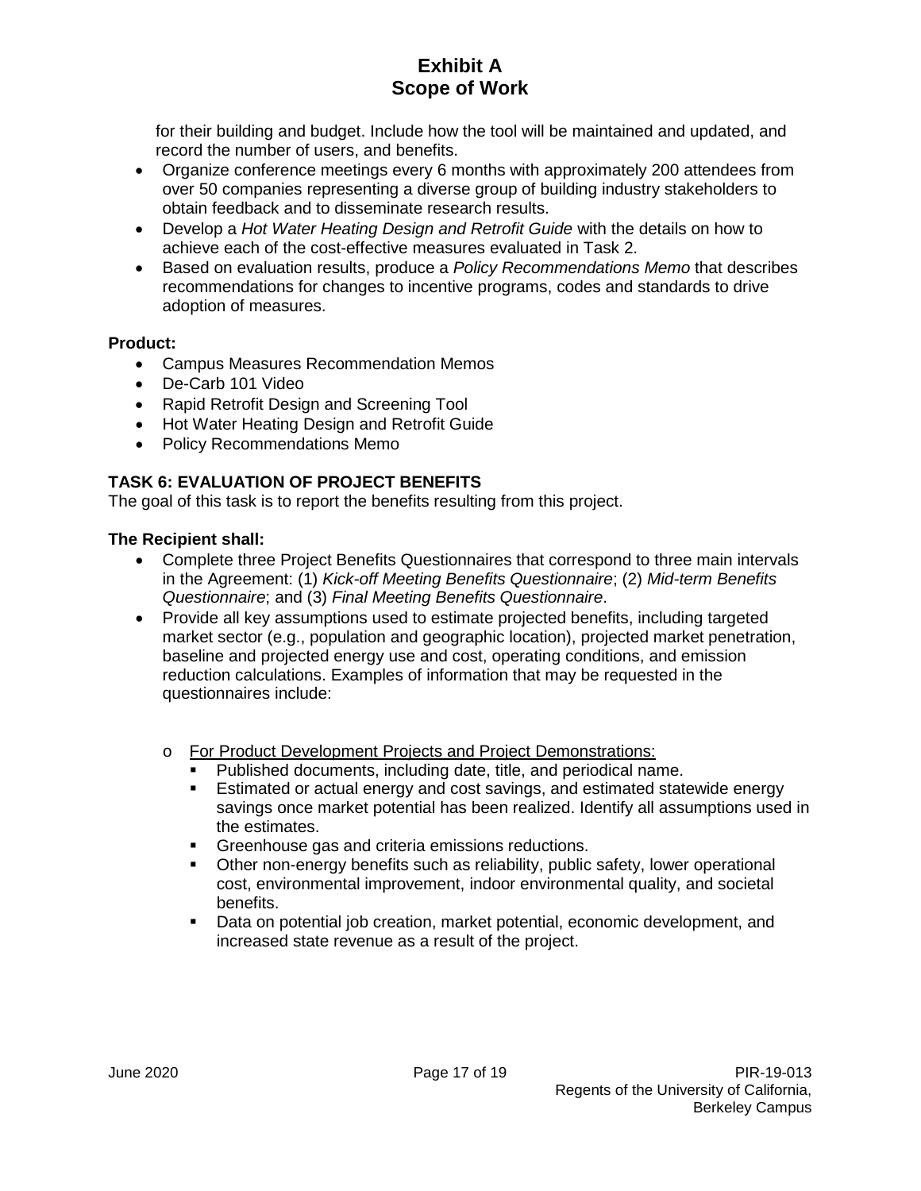for their building and budget. Include how the tool will be maintained and updated, and record the number of users, and benefits.

- Organize conference meetings every 6 months with approximately 200 attendees from over 50 companies representing a diverse group of building industry stakeholders to obtain feedback and to disseminate research results.
- Develop a *Hot Water Heating Design and Retrofit Guide* with the details on how to achieve each of the cost-effective measures evaluated in Task 2.
- Based on evaluation results, produce a *Policy Recommendations Memo* that describes recommendations for changes to incentive programs, codes and standards to drive adoption of measures.

**Product:**

- Campus Measures Recommendation Memos
- De-Carb 101 Video
- Rapid Retrofit Design and Screening Tool
- Hot Water Heating Design and Retrofit Guide
- Policy Recommendations Memo

## TASK 6: EVALUATION OF PROJECT BENEFITS

The goal of this task is to report the benefits resulting from this project.

**The Recipient shall:**

- Complete three Project Benefits Questionnaires that correspond to three main intervals in the Agreement: (1) *Kick-off Meeting Benefits Questionnaire*; (2) *Mid-term Benefits Questionnaire*; and (3) *Final Meeting Benefits Questionnaire*.
- Provide all key assumptions used to estimate projected benefits, including targeted market sector (e.g., population and geographic location), projected market penetration, baseline and projected energy use and cost, operating conditions, and emission reduction calculations. Examples of information that may be requested in the questionnaires include:
  - For Product Development Projects and Project Demonstrations:
    - Published documents, including date, title, and periodical name.
    - Estimated or actual energy and cost savings, and estimated statewide energy savings once market potential has been realized. Identify all assumptions used in the estimates.
    - Greenhouse gas and criteria emissions reductions.
    - Other non-energy benefits such as reliability, public safety, lower operational cost, environmental improvement, indoor environmental quality, and societal benefits.
    - Data on potential job creation, market potential, economic development, and increased state revenue as a result of the project.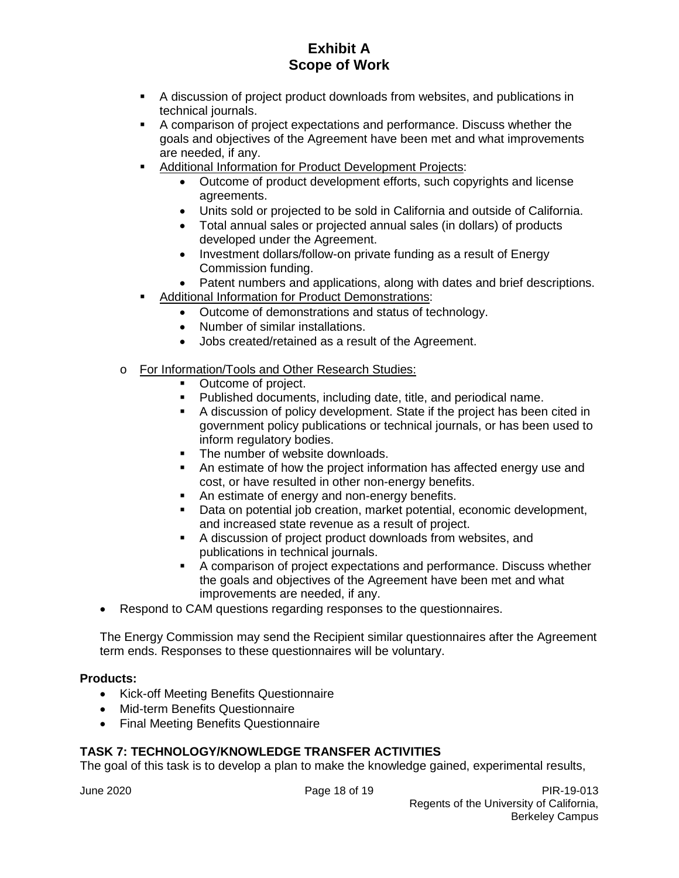- A discussion of project product downloads from websites, and publications in technical journals.
- A comparison of project expectations and performance. Discuss whether the goals and objectives of the Agreement have been met and what improvements are needed, if any.
- Additional Information for Product Development Projects:
  - Outcome of product development efforts, such copyrights and license agreements.
  - Units sold or projected to be sold in California and outside of California.
  - Total annual sales or projected annual sales (in dollars) of products developed under the Agreement.
  - Investment dollars/follow-on private funding as a result of Energy Commission funding.
  - Patent numbers and applications, along with dates and brief descriptions.
- Additional Information for Product Demonstrations:
  - Outcome of demonstrations and status of technology.
  - Number of similar installations.
  - Jobs created/retained as a result of the Agreement.

- For Information/Tools and Other Research Studies:
  - Outcome of project.
  - Published documents, including date, title, and periodical name.
  - A discussion of policy development. State if the project has been cited in government policy publications or technical journals, or has been used to inform regulatory bodies.
  - The number of website downloads.
  - An estimate of how the project information has affected energy use and cost, or have resulted in other non-energy benefits.
  - An estimate of energy and non-energy benefits.
  - Data on potential job creation, market potential, economic development, and increased state revenue as a result of project.
  - A discussion of project product downloads from websites, and publications in technical journals.
  - A comparison of project expectations and performance. Discuss whether the goals and objectives of the Agreement have been met and what improvements are needed, if any.
- Respond to CAM questions regarding responses to the questionnaires.

The Energy Commission may send the Recipient similar questionnaires after the Agreement term ends. Responses to these questionnaires will be voluntary.

**Products:**

- Kick-off Meeting Benefits Questionnaire
- Mid-term Benefits Questionnaire
- Final Meeting Benefits Questionnaire

**TASK 7: TECHNOLOGY/KNOWLEDGE TRANSFER ACTIVITIES**

The goal of this task is to develop a plan to make the knowledge gained, experimental results,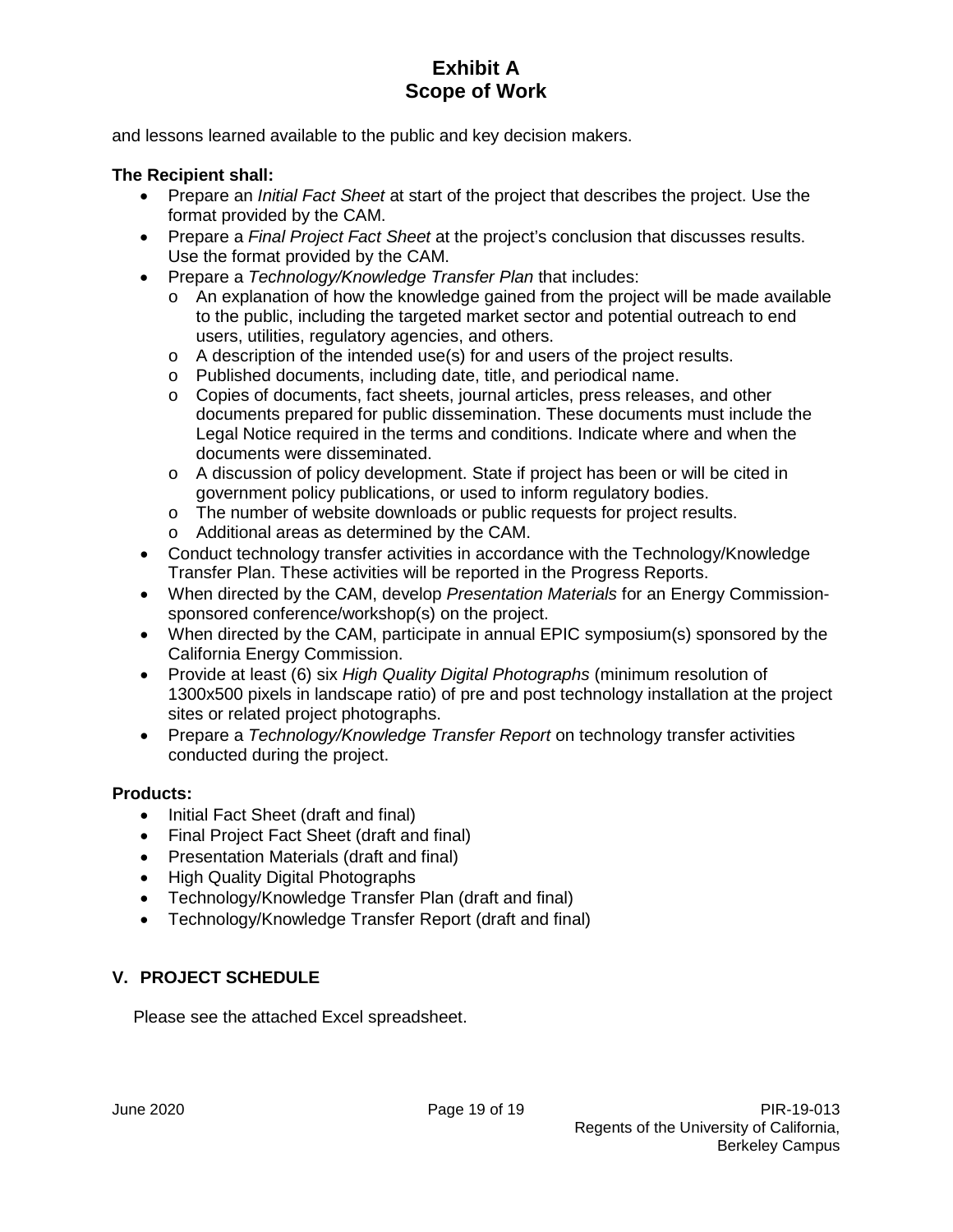and lessons learned available to the public and key decision makers.

**The Recipient shall:**

- Prepare an *Initial Fact Sheet* at start of the project that describes the project. Use the format provided by the CAM.
- Prepare a *Final Project Fact Sheet* at the project's conclusion that discusses results. Use the format provided by the CAM.
- Prepare a *Technology/Knowledge Transfer Plan* that includes:
  - An explanation of how the knowledge gained from the project will be made available to the public, including the targeted market sector and potential outreach to end users, utilities, regulatory agencies, and others.
  - A description of the intended use(s) for and users of the project results.
  - Published documents, including date, title, and periodical name.
  - Copies of documents, fact sheets, journal articles, press releases, and other documents prepared for public dissemination. These documents must include the Legal Notice required in the terms and conditions. Indicate where and when the documents were disseminated.
  - A discussion of policy development. State if project has been or will be cited in government policy publications, or used to inform regulatory bodies.
  - The number of website downloads or public requests for project results.
  - Additional areas as determined by the CAM.
- Conduct technology transfer activities in accordance with the Technology/Knowledge Transfer Plan. These activities will be reported in the Progress Reports.
- When directed by the CAM, develop *Presentation Materials* for an Energy Commission-sponsored conference/workshop(s) on the project.
- When directed by the CAM, participate in annual EPIC symposium(s) sponsored by the California Energy Commission.
- Provide at least (6) six *High Quality Digital Photographs* (minimum resolution of 1300x500 pixels in landscape ratio) of pre and post technology installation at the project sites or related project photographs.
- Prepare a *Technology/Knowledge Transfer Report* on technology transfer activities conducted during the project.

**Products:**

- Initial Fact Sheet (draft and final)
- Final Project Fact Sheet (draft and final)
- Presentation Materials (draft and final)
- High Quality Digital Photographs
- Technology/Knowledge Transfer Plan (draft and final)
- Technology/Knowledge Transfer Report (draft and final)

## V. PROJECT SCHEDULE

Please see the attached Excel spreadsheet.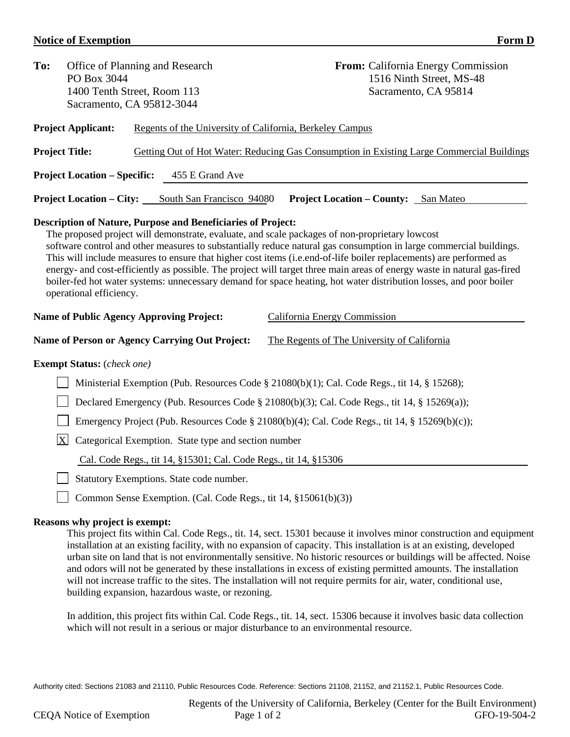**Notice of Exemption** **Form D**

**To:** Office of Planning and Research
PO Box 3044
1400 Tenth Street, Room 113
Sacramento, CA 95812-3044

**From:** California Energy Commission
1516 Ninth Street, MS-48
Sacramento, CA 95814

**Project Applicant:** Regents of the University of California, Berkeley Campus

**Project Title:** Getting Out of Hot Water: Reducing Gas Consumption in Existing Large Commercial Buildings

**Project Location – Specific:** 455 E Grand Ave

**Project Location – City:** South San Francisco 94080 **Project Location – County:** San Mateo

**Description of Nature, Purpose and Beneficiaries of Project:**

The proposed project will demonstrate, evaluate, and scale packages of non-proprietary lowcost software control and other measures to substantially reduce natural gas consumption in large commercial buildings. This will include measures to ensure that higher cost items (i.e.end-of-life boiler replacements) are performed as energy- and cost-efficiently as possible. The project will target three main areas of energy waste in natural gas-fired boiler-fed hot water systems: unnecessary demand for space heating, hot water distribution losses, and poor boiler operational efficiency.

**Name of Public Agency Approving Project:** California Energy Commission

**Name of Person or Agency Carrying Out Project:** The Regents of The University of California

**Exempt Status:** (*check one*)

- [ ] Ministerial Exemption (Pub. Resources Code § 21080(b)(1); Cal. Code Regs., tit 14, § 15268);
- [ ] Declared Emergency (Pub. Resources Code § 21080(b)(3); Cal. Code Regs., tit 14, § 15269(a));
- [ ] Emergency Project (Pub. Resources Code § 21080(b)(4); Cal. Code Regs., tit 14, § 15269(b)(c));
- [X] Categorical Exemption. State type and section number
  Cal. Code Regs., tit 14, §15301; Cal. Code Regs., tit 14, §15306
- [ ] Statutory Exemptions. State code number.
- [ ] Common Sense Exemption. (Cal. Code Regs., tit 14, §15061(b)(3))

**Reasons why project is exempt:**

This project fits within Cal. Code Regs., tit. 14, sect. 15301 because it involves minor construction and equipment installation at an existing facility, with no expansion of capacity. This installation is at an existing, developed urban site on land that is not environmentally sensitive. No historic resources or buildings will be affected. Noise and odors will not be generated by these installations in excess of existing permitted amounts. The installation will not increase traffic to the sites. The installation will not require permits for air, water, conditional use, building expansion, hazardous waste, or rezoning.

In addition, this project fits within Cal. Code Regs., tit. 14, sect. 15306 because it involves basic data collection which will not result in a serious or major disturbance to an environmental resource.

Authority cited: Sections 21083 and 21110, Public Resources Code. Reference: Sections 21108, 21152, and 21152.1, Public Resources Code.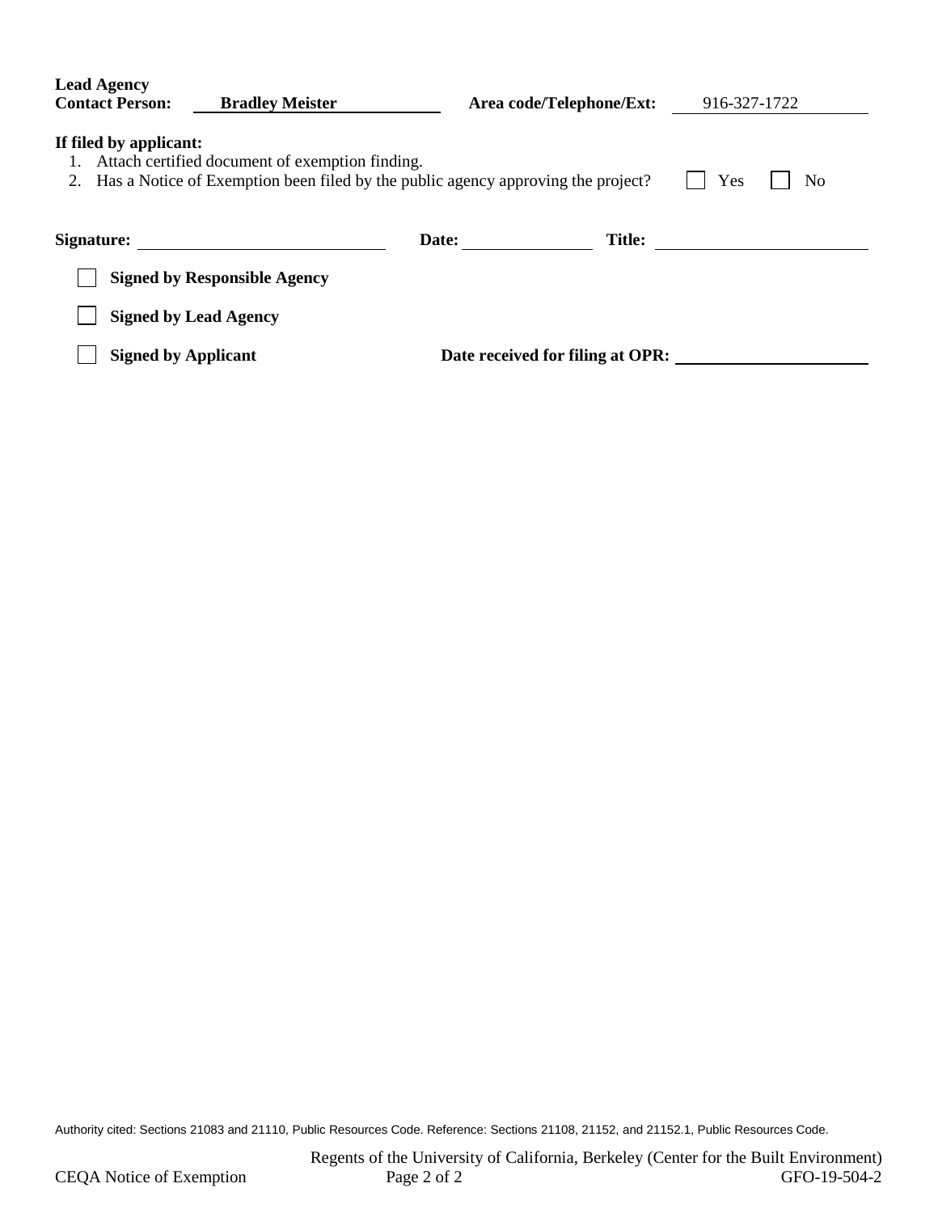**Lead Agency Contact Person:** **Bradley Meister** **Area code/Telephone/Ext:** 916-327-1722

**If filed by applicant:**

1. Attach certified document of exemption finding.
2. Has a Notice of Exemption been filed by the public agency approving the project? ☐ Yes ☐ No

**Signature:** ______________________ **Date:** ______________ **Title:** ______________________

☐ **Signed by Responsible Agency**

☐ **Signed by Lead Agency**

☐ **Signed by Applicant** **Date received for filing at OPR:** ______________________

Authority cited: Sections 21083 and 21110, Public Resources Code. Reference: Sections 21108, 21152, and 21152.1, Public Resources Code.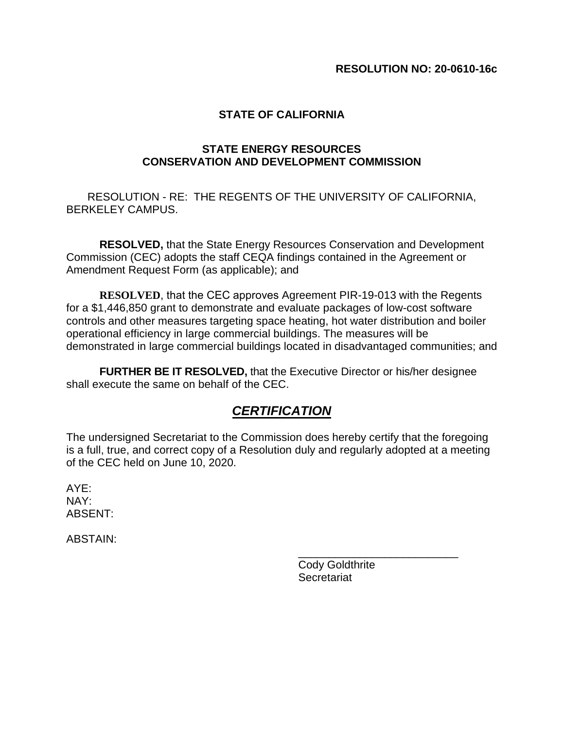**RESOLUTION NO: 20-0610-16c**

**STATE OF CALIFORNIA**

**STATE ENERGY RESOURCES**
**CONSERVATION AND DEVELOPMENT COMMISSION**

RESOLUTION - RE: THE REGENTS OF THE UNIVERSITY OF CALIFORNIA, BERKELEY CAMPUS.

**RESOLVED,** that the State Energy Resources Conservation and Development Commission (CEC) adopts the staff CEQA findings contained in the Agreement or Amendment Request Form (as applicable); and

**RESOLVED**, that the CEC approves Agreement PIR-19-013 with the Regents for a $1,446,850 grant to demonstrate and evaluate packages of low-cost software controls and other measures targeting space heating, hot water distribution and boiler operational efficiency in large commercial buildings. The measures will be demonstrated in large commercial buildings located in disadvantaged communities; and

**FURTHER BE IT RESOLVED,** that the Executive Director or his/her designee shall execute the same on behalf of the CEC.

## ***CERTIFICATION***

The undersigned Secretariat to the Commission does hereby certify that the foregoing is a full, true, and correct copy of a Resolution duly and regularly adopted at a meeting of the CEC held on June 10, 2020.

AYE:
NAY:
ABSENT:

ABSTAIN:

\_\_\_\_\_\_\_\_\_\_\_\_\_\_\_\_\_\_\_\_\_\_\_\_\_\_
Cody Goldthrite
Secretariat